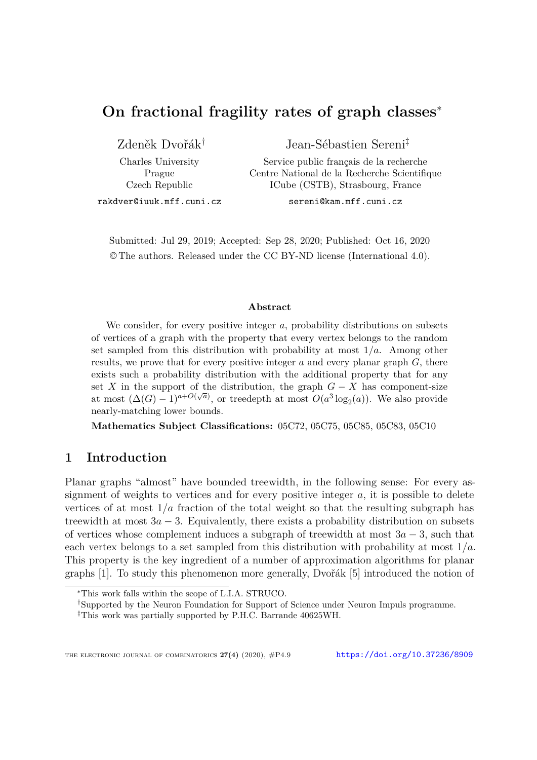# On fractional fragility rates of graph classes*

Zdeněk Dvořák[†]

Charles University
Prague
Czech Republic

rakdver@iuuk.mff.cuni.cz

Jean-Sébastien Sereni[‡]

Service public français de la recherche
Centre National de la Recherche Scientifique
ICube (CSTB), Strasbourg, France

sereni@kam.mff.cuni.cz

Submitted: Jul 29, 2019; Accepted: Sep 28, 2020; Published: Oct 16, 2020
© The authors. Released under the CC BY-ND license (International 4.0).

### Abstract

We consider, for every positive integer $a$, probability distributions on subsets of vertices of a graph with the property that every vertex belongs to the random set sampled from this distribution with probability at most $1/a$. Among other results, we prove that for every positive integer $a$ and every planar graph $G$, there exists such a probability distribution with the additional property that for any set $X$ in the support of the distribution, the graph $G - X$ has component-size at most $(\Delta(G) - 1)^{a+O(\sqrt{a})}$, or treedepth at most $O(a^3 \log_2(a))$. We also provide nearly-matching lower bounds.

**Mathematics Subject Classifications:** 05C72, 05C75, 05C85, 05C83, 05C10

## 1 Introduction

Planar graphs "almost" have bounded treewidth, in the following sense: For every assignment of weights to vertices and for every positive integer $a$, it is possible to delete vertices of at most $1/a$ fraction of the total weight so that the resulting subgraph has treewidth at most $3a - 3$. Equivalently, there exists a probability distribution on subsets of vertices whose complement induces a subgraph of treewidth at most $3a - 3$, such that each vertex belongs to a set sampled from this distribution with probability at most $1/a$. This property is the key ingredient of a number of approximation algorithms for planar graphs [1]. To study this phenomenon more generally, Dvořák [5] introduced the notion of

*This work falls within the scope of L.I.A. STRUCO.

[†]Supported by the Neuron Foundation for Support of Science under Neuron Impuls programme.

[‡]This work was partially supported by P.H.C. Barrande 40625WH.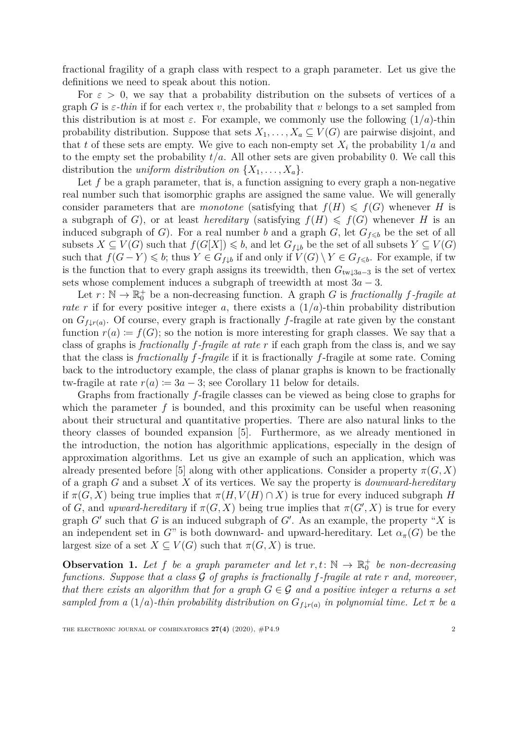fractional fragility of a graph class with respect to a graph parameter. Let us give the definitions we need to speak about this notion.

For $\varepsilon > 0$, we say that a probability distribution on the subsets of vertices of a graph $G$ is *$\varepsilon$-thin* if for each vertex $v$, the probability that $v$ belongs to a set sampled from this distribution is at most $\varepsilon$. For example, we commonly use the following $(1/a)$-thin probability distribution. Suppose that sets $X_1, \ldots, X_a \subseteq V(G)$ are pairwise disjoint, and that $t$ of these sets are empty. We give to each non-empty set $X_i$ the probability $1/a$ and to the empty set the probability $t/a$. All other sets are given probability 0. We call this distribution the *uniform distribution on* $\{X_1, \ldots, X_a\}$.

Let $f$ be a graph parameter, that is, a function assigning to every graph a non-negative real number such that isomorphic graphs are assigned the same value. We will generally consider parameters that are *monotone* (satisfying that $f(H) \leqslant f(G)$ whenever $H$ is a subgraph of $G$), or at least *hereditary* (satisfying $f(H) \leqslant f(G)$ whenever $H$ is an induced subgraph of $G$). For a real number $b$ and a graph $G$, let $G_{f\leqslant b}$ be the set of all subsets $X \subseteq V(G)$ such that $f(G[X]) \leqslant b$, and let $G_{f\downarrow b}$ be the set of all subsets $Y \subseteq V(G)$ such that $f(G - Y) \leqslant b$; thus $Y \in G_{f\downarrow b}$ if and only if $V(G) \setminus Y \in G_{f\leqslant b}$. For example, if tw is the function that to every graph assigns its treewidth, then $G_{\mathrm{tw}\downarrow 3a-3}$ is the set of vertex sets whose complement induces a subgraph of treewidth at most $3a - 3$.

Let $r\colon \mathbb{N} \to \mathbb{R}_0^+$ be a non-decreasing function. A graph $G$ is *fractionally $f$-fragile at rate $r$* if for every positive integer $a$, there exists a $(1/a)$-thin probability distribution on $G_{f\downarrow r(a)}$. Of course, every graph is fractionally $f$-fragile at rate given by the constant function $r(a) \coloneqq f(G)$; so the notion is more interesting for graph classes. We say that a class of graphs is *fractionally $f$-fragile at rate $r$* if each graph from the class is, and we say that the class is *fractionally $f$-fragile* if it is fractionally $f$-fragile at some rate. Coming back to the introductory example, the class of planar graphs is known to be fractionally tw-fragile at rate $r(a) \coloneqq 3a - 3$; see Corollary 11 below for details.

Graphs from fractionally $f$-fragile classes can be viewed as being close to graphs for which the parameter $f$ is bounded, and this proximity can be useful when reasoning about their structural and quantitative properties. There are also natural links to the theory classes of bounded expansion [5]. Furthermore, as we already mentioned in the introduction, the notion has algorithmic applications, especially in the design of approximation algorithms. Let us give an example of such an application, which was already presented before [5] along with other applications. Consider a property $\pi(G, X)$ of a graph $G$ and a subset $X$ of its vertices. We say the property is *downward-hereditary* if $\pi(G, X)$ being true implies that $\pi(H, V(H) \cap X)$ is true for every induced subgraph $H$ of $G$, and *upward-hereditary* if $\pi(G, X)$ being true implies that $\pi(G', X)$ is true for every graph $G'$ such that $G$ is an induced subgraph of $G'$. As an example, the property "$X$ is an independent set in $G$" is both downward- and upward-hereditary. Let $\alpha_\pi(G)$ be the largest size of a set $X \subseteq V(G)$ such that $\pi(G, X)$ is true.

**Observation 1.** *Let $f$ be a graph parameter and let $r, t\colon \mathbb{N} \to \mathbb{R}_0^+$ be non-decreasing functions. Suppose that a class $\mathcal{G}$ of graphs is fractionally $f$-fragile at rate $r$ and, moreover, that there exists an algorithm that for a graph $G \in \mathcal{G}$ and a positive integer $a$ returns a set sampled from a $(1/a)$-thin probability distribution on $G_{f\downarrow r(a)}$ in polynomial time. Let $\pi$ be a*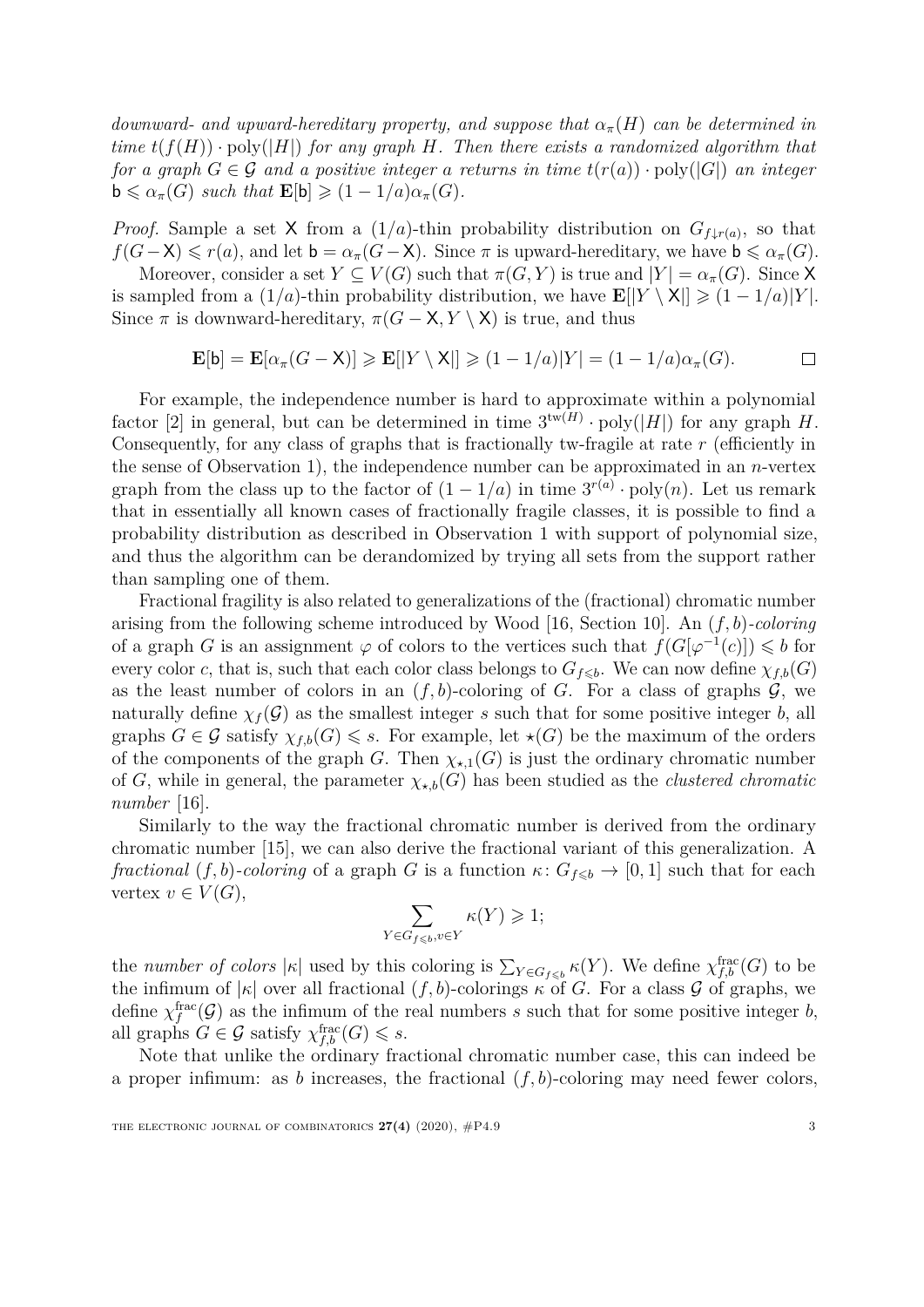*downward- and upward-hereditary property, and suppose that $\alpha_\pi(H)$ can be determined in time $t(f(H)) \cdot \mathrm{poly}(|H|)$ for any graph $H$. Then there exists a randomized algorithm that for a graph $G \in \mathcal{G}$ and a positive integer $a$ returns in time $t(r(a)) \cdot \mathrm{poly}(|G|)$ an integer $\mathsf{b} \leqslant \alpha_\pi(G)$ such that $\mathbf{E}[\mathsf{b}] \geqslant (1 - 1/a)\alpha_\pi(G)$.*

*Proof.* Sample a set $\mathsf{X}$ from a $(1/a)$-thin probability distribution on $G_{f\downarrow r(a)}$, so that $f(G-\mathsf{X}) \leqslant r(a)$, and let $\mathsf{b} = \alpha_\pi(G-\mathsf{X})$. Since $\pi$ is upward-hereditary, we have $\mathsf{b} \leqslant \alpha_\pi(G)$.

Moreover, consider a set $Y \subseteq V(G)$ such that $\pi(G, Y)$ is true and $|Y| = \alpha_\pi(G)$. Since $\mathsf{X}$ is sampled from a $(1/a)$-thin probability distribution, we have $\mathbf{E}[|Y \setminus \mathsf{X}|] \geqslant (1 - 1/a)|Y|$. Since $\pi$ is downward-hereditary, $\pi(G - \mathsf{X}, Y \setminus \mathsf{X})$ is true, and thus

$$\mathbf{E}[\mathsf{b}] = \mathbf{E}[\alpha_\pi(G - \mathsf{X})] \geqslant \mathbf{E}[|Y \setminus \mathsf{X}|] \geqslant (1 - 1/a)|Y| = (1 - 1/a)\alpha_\pi(G). \qquad \square$$

For example, the independence number is hard to approximate within a polynomial factor [2] in general, but can be determined in time $3^{\mathrm{tw}(H)} \cdot \mathrm{poly}(|H|)$ for any graph $H$. Consequently, for any class of graphs that is fractionally tw-fragile at rate $r$ (efficiently in the sense of Observation 1), the independence number can be approximated in an $n$-vertex graph from the class up to the factor of $(1 - 1/a)$ in time $3^{r(a)} \cdot \mathrm{poly}(n)$. Let us remark that in essentially all known cases of fractionally fragile classes, it is possible to find a probability distribution as described in Observation 1 with support of polynomial size, and thus the algorithm can be derandomized by trying all sets from the support rather than sampling one of them.

Fractional fragility is also related to generalizations of the (fractional) chromatic number arising from the following scheme introduced by Wood [16, Section 10]. An *$(f, b)$-coloring* of a graph $G$ is an assignment $\varphi$ of colors to the vertices such that $f(G[\varphi^{-1}(c)]) \leqslant b$ for every color $c$, that is, such that each color class belongs to $G_{f\leqslant b}$. We can now define $\chi_{f,b}(G)$ as the least number of colors in an $(f, b)$-coloring of $G$. For a class of graphs $\mathcal{G}$, we naturally define $\chi_f(\mathcal{G})$ as the smallest integer $s$ such that for some positive integer $b$, all graphs $G \in \mathcal{G}$ satisfy $\chi_{f,b}(G) \leqslant s$. For example, let $\star(G)$ be the maximum of the orders of the components of the graph $G$. Then $\chi_{\star,1}(G)$ is just the ordinary chromatic number of $G$, while in general, the parameter $\chi_{\star,b}(G)$ has been studied as the *clustered chromatic number* [16].

Similarly to the way the fractional chromatic number is derived from the ordinary chromatic number [15], we can also derive the fractional variant of this generalization. A *fractional $(f, b)$-coloring* of a graph $G$ is a function $\kappa\colon G_{f\leqslant b} \to [0, 1]$ such that for each vertex $v \in V(G)$,

$$\sum_{Y \in G_{f\leqslant b}, v\in Y} \kappa(Y) \geqslant 1;$$

the *number of colors* $|\kappa|$ used by this coloring is $\sum_{Y\in G_{f\leqslant b}} \kappa(Y)$. We define $\chi^{\mathrm{frac}}_{f,b}(G)$ to be the infimum of $|\kappa|$ over all fractional $(f, b)$-colorings $\kappa$ of $G$. For a class $\mathcal{G}$ of graphs, we define $\chi^{\mathrm{frac}}_{f}(\mathcal{G})$ as the infimum of the real numbers $s$ such that for some positive integer $b$, all graphs $G \in \mathcal{G}$ satisfy $\chi^{\mathrm{frac}}_{f,b}(G) \leqslant s$.

Note that unlike the ordinary fractional chromatic number case, this can indeed be a proper infimum: as $b$ increases, the fractional $(f, b)$-coloring may need fewer colors,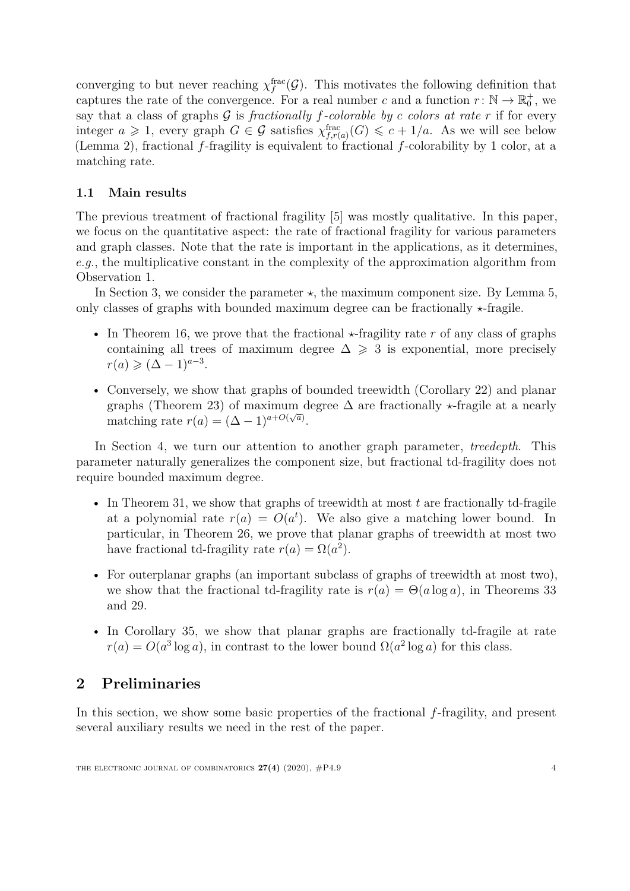converging to but never reaching $\chi_f^{\text{frac}}(\mathcal{G})$. This motivates the following definition that captures the rate of the convergence. For a real number $c$ and a function $r\colon \mathbb{N} \to \mathbb{R}_0^+$, we say that a class of graphs $\mathcal{G}$ is *fractionally $f$-colorable by $c$ colors at rate $r$* if for every integer $a \geqslant 1$, every graph $G \in \mathcal{G}$ satisfies $\chi_{f,r(a)}^{\text{frac}}(G) \leqslant c + 1/a$. As we will see below (Lemma 2), fractional $f$-fragility is equivalent to fractional $f$-colorability by 1 color, at a matching rate.

### 1.1 Main results

The previous treatment of fractional fragility [5] was mostly qualitative. In this paper, we focus on the quantitative aspect: the rate of fractional fragility for various parameters and graph classes. Note that the rate is important in the applications, as it determines, *e.g.*, the multiplicative constant in the complexity of the approximation algorithm from Observation 1.

In Section 3, we consider the parameter $\star$, the maximum component size. By Lemma 5, only classes of graphs with bounded maximum degree can be fractionally $\star$-fragile.

- In Theorem 16, we prove that the fractional $\star$-fragility rate $r$ of any class of graphs containing all trees of maximum degree $\Delta \geqslant 3$ is exponential, more precisely $r(a) \geqslant (\Delta - 1)^{a-3}$.
- Conversely, we show that graphs of bounded treewidth (Corollary 22) and planar graphs (Theorem 23) of maximum degree $\Delta$ are fractionally $\star$-fragile at a nearly matching rate $r(a) = (\Delta - 1)^{a+O(\sqrt{a})}$.

In Section 4, we turn our attention to another graph parameter, *treedepth*. This parameter naturally generalizes the component size, but fractional td-fragility does not require bounded maximum degree.

- In Theorem 31, we show that graphs of treewidth at most $t$ are fractionally td-fragile at a polynomial rate $r(a) = O(a^t)$. We also give a matching lower bound. In particular, in Theorem 26, we prove that planar graphs of treewidth at most two have fractional td-fragility rate $r(a) = \Omega(a^2)$.
- For outerplanar graphs (an important subclass of graphs of treewidth at most two), we show that the fractional td-fragility rate is $r(a) = \Theta(a \log a)$, in Theorems 33 and 29.
- In Corollary 35, we show that planar graphs are fractionally td-fragile at rate $r(a) = O(a^3 \log a)$, in contrast to the lower bound $\Omega(a^2 \log a)$ for this class.

## 2 Preliminaries

In this section, we show some basic properties of the fractional $f$-fragility, and present several auxiliary results we need in the rest of the paper.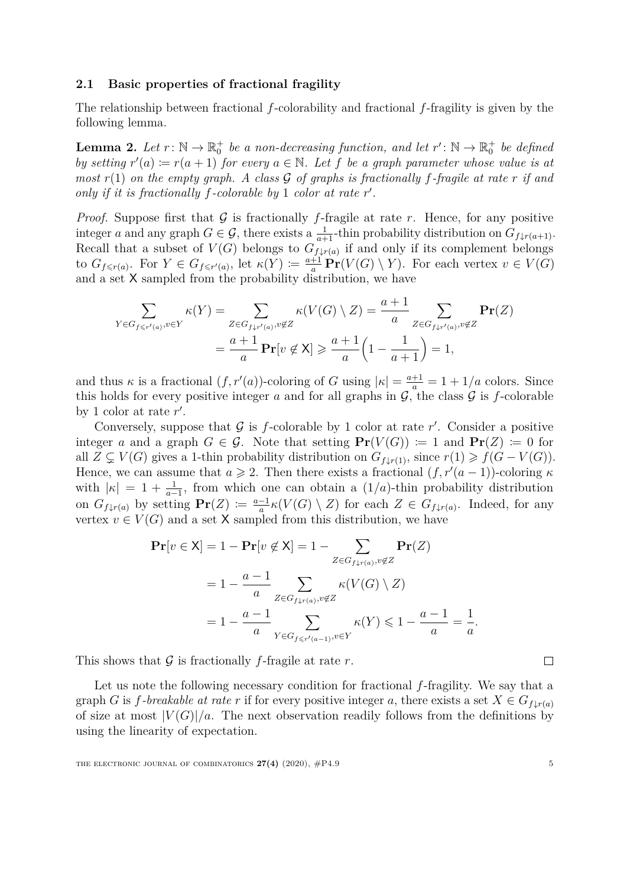### 2.1 Basic properties of fractional fragility

The relationship between fractional $f$-colorability and fractional $f$-fragility is given by the following lemma.

**Lemma 2.** *Let $r\colon \mathbb{N} \to \mathbb{R}_0^+$ be a non-decreasing function, and let $r'\colon \mathbb{N} \to \mathbb{R}_0^+$ be defined by setting $r'(a) := r(a+1)$ for every $a \in \mathbb{N}$. Let $f$ be a graph parameter whose value is at most $r(1)$ on the empty graph. A class $\mathcal{G}$ of graphs is fractionally $f$-fragile at rate $r$ if and only if it is fractionally $f$-colorable by 1 color at rate $r'$.*

*Proof.* Suppose first that $\mathcal{G}$ is fractionally $f$-fragile at rate $r$. Hence, for any positive integer $a$ and any graph $G \in \mathcal{G}$, there exists a $\frac{1}{a+1}$-thin probability distribution on $G_{f\downarrow r(a+1)}$. Recall that a subset of $V(G)$ belongs to $G_{f\downarrow r(a)}$ if and only if its complement belongs to $G_{f\leqslant r(a)}$. For $Y \in G_{f\leqslant r'(a)}$, let $\kappa(Y) := \frac{a+1}{a}\mathbf{Pr}(V(G)\setminus Y)$. For each vertex $v \in V(G)$ and a set $\mathsf{X}$ sampled from the probability distribution, we have

$$\sum_{Y\in G_{f\leqslant r'(a)},v\in Y}\kappa(Y) = \sum_{Z\in G_{f\downarrow r'(a)},v\notin Z}\kappa(V(G)\setminus Z) = \frac{a+1}{a}\sum_{Z\in G_{f\downarrow r'(a)},v\notin Z}\mathbf{Pr}(Z)$$
$$= \frac{a+1}{a}\mathbf{Pr}[v\notin \mathsf{X}] \geqslant \frac{a+1}{a}\Big(1-\frac{1}{a+1}\Big) = 1,$$

and thus $\kappa$ is a fractional $(f, r'(a))$-coloring of $G$ using $|\kappa| = \frac{a+1}{a} = 1 + 1/a$ colors. Since this holds for every positive integer $a$ and for all graphs in $\mathcal{G}$, the class $\mathcal{G}$ is $f$-colorable by 1 color at rate $r'$.

Conversely, suppose that $\mathcal{G}$ is $f$-colorable by 1 color at rate $r'$. Consider a positive integer $a$ and a graph $G \in \mathcal{G}$. Note that setting $\mathbf{Pr}(V(G)) := 1$ and $\mathbf{Pr}(Z) := 0$ for all $Z \subsetneq V(G)$ gives a 1-thin probability distribution on $G_{f\downarrow r(1)}$, since $r(1) \geqslant f(G - V(G))$. Hence, we can assume that $a \geqslant 2$. Then there exists a fractional $(f, r'(a-1))$-coloring $\kappa$ with $|\kappa| = 1 + \frac{1}{a-1}$, from which one can obtain a $(1/a)$-thin probability distribution on $G_{f\downarrow r(a)}$ by setting $\mathbf{Pr}(Z) := \frac{a-1}{a}\kappa(V(G)\setminus Z)$ for each $Z \in G_{f\downarrow r(a)}$. Indeed, for any vertex $v \in V(G)$ and a set $\mathsf{X}$ sampled from this distribution, we have

$$\mathbf{Pr}[v\in \mathsf{X}] = 1 - \mathbf{Pr}[v\notin \mathsf{X}] = 1 - \sum_{Z\in G_{f\downarrow r(a)},v\notin Z}\mathbf{Pr}(Z)$$
$$= 1 - \frac{a-1}{a}\sum_{Z\in G_{f\downarrow r(a)},v\notin Z}\kappa(V(G)\setminus Z)$$
$$= 1 - \frac{a-1}{a}\sum_{Y\in G_{f\leqslant r'(a-1)},v\in Y}\kappa(Y) \leqslant 1 - \frac{a-1}{a} = \frac{1}{a}.$$

This shows that $\mathcal{G}$ is fractionally $f$-fragile at rate $r$. $\square$

Let us note the following necessary condition for fractional $f$-fragility. We say that a graph $G$ is *$f$-breakable at rate $r$* if for every positive integer $a$, there exists a set $X \in G_{f\downarrow r(a)}$ of size at most $|V(G)|/a$. The next observation readily follows from the definitions by using the linearity of expectation.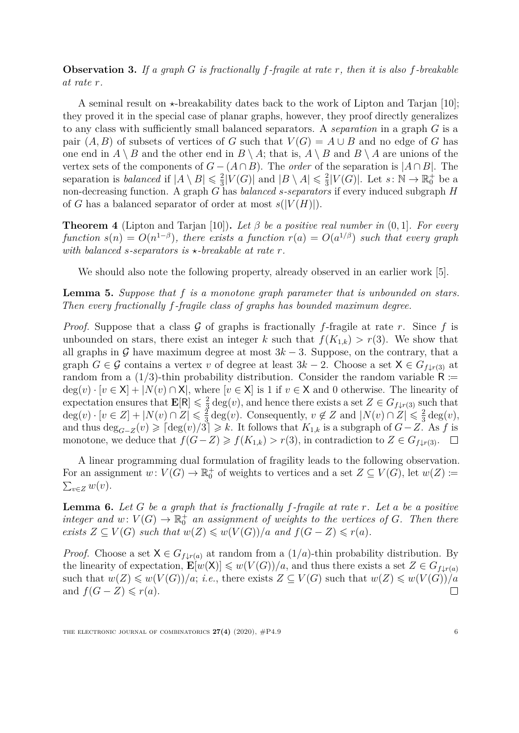**Observation 3.** *If a graph $G$ is fractionally $f$-fragile at rate $r$, then it is also $f$-breakable at rate $r$.*

A seminal result on $\star$-breakability dates back to the work of Lipton and Tarjan [10]; they proved it in the special case of planar graphs, however, they proof directly generalizes to any class with sufficiently small balanced separators. A *separation* in a graph $G$ is a pair $(A, B)$ of subsets of vertices of $G$ such that $V(G) = A \cup B$ and no edge of $G$ has one end in $A \setminus B$ and the other end in $B \setminus A$; that is, $A \setminus B$ and $B \setminus A$ are unions of the vertex sets of the components of $G - (A \cap B)$. The *order* of the separation is $|A \cap B|$. The separation is *balanced* if $|A \setminus B| \leqslant \frac{2}{3}|V(G)|$ and $|B \setminus A| \leqslant \frac{2}{3}|V(G)|$. Let $s\colon \mathbb{N} \to \mathbb{R}_0^+$ be a non-decreasing function. A graph $G$ has *balanced $s$-separators* if every induced subgraph $H$ of $G$ has a balanced separator of order at most $s(|V(H)|)$.

**Theorem 4** (Lipton and Tarjan [10])**.** *Let $\beta$ be a positive real number in $(0, 1]$. For every function $s(n) = O(n^{1-\beta})$, there exists a function $r(a) = O(a^{1/\beta})$ such that every graph with balanced $s$-separators is $\star$-breakable at rate $r$.*

We should also note the following property, already observed in an earlier work [5].

**Lemma 5.** *Suppose that $f$ is a monotone graph parameter that is unbounded on stars. Then every fractionally $f$-fragile class of graphs has bounded maximum degree.*

*Proof.* Suppose that a class $\mathcal{G}$ of graphs is fractionally $f$-fragile at rate $r$. Since $f$ is unbounded on stars, there exist an integer $k$ such that $f(K_{1,k}) > r(3)$. We show that all graphs in $\mathcal{G}$ have maximum degree at most $3k - 3$. Suppose, on the contrary, that a graph $G \in \mathcal{G}$ contains a vertex $v$ of degree at least $3k - 2$. Choose a set $\mathsf{X} \in G_{f\downarrow r(3)}$ at random from a $(1/3)$-thin probability distribution. Consider the random variable $\mathsf{R} := \deg(v) \cdot [v \in \mathsf{X}] + |N(v) \cap \mathsf{X}|$, where $[v \in \mathsf{X}]$ is 1 if $v \in \mathsf{X}$ and 0 otherwise. The linearity of expectation ensures that $\mathbf{E}[\mathsf{R}] \leqslant \frac{2}{3}\deg(v)$, and hence there exists a set $Z \in G_{f\downarrow r(3)}$ such that $\deg(v) \cdot [v \in Z] + |N(v) \cap Z| \leqslant \frac{2}{3}\deg(v)$. Consequently, $v \notin Z$ and $|N(v) \cap Z| \leqslant \frac{2}{3}\deg(v)$, and thus $\deg_{G-Z}(v) \geqslant \lceil \deg(v)/3 \rceil \geqslant k$. It follows that $K_{1,k}$ is a subgraph of $G - Z$. As $f$ is monotone, we deduce that $f(G - Z) \geqslant f(K_{1,k}) > r(3)$, in contradiction to $Z \in G_{f\downarrow r(3)}$. $\square$

A linear programming dual formulation of fragility leads to the following observation. For an assignment $w\colon V(G) \to \mathbb{R}_0^+$ of weights to vertices and a set $Z \subseteq V(G)$, let $w(Z) := \sum_{v \in Z} w(v)$.

**Lemma 6.** *Let $G$ be a graph that is fractionally $f$-fragile at rate $r$. Let $a$ be a positive integer and $w\colon V(G) \to \mathbb{R}_0^+$ an assignment of weights to the vertices of $G$. Then there exists $Z \subseteq V(G)$ such that $w(Z) \leqslant w(V(G))/a$ and $f(G - Z) \leqslant r(a)$.*

*Proof.* Choose a set $\mathsf{X} \in G_{f\downarrow r(a)}$ at random from a $(1/a)$-thin probability distribution. By the linearity of expectation, $\mathbf{E}[w(\mathsf{X})] \leqslant w(V(G))/a$, and thus there exists a set $Z \in G_{f\downarrow r(a)}$ such that $w(Z) \leqslant w(V(G))/a$; *i.e.*, there exists $Z \subseteq V(G)$ such that $w(Z) \leqslant w(V(G))/a$ and $f(G - Z) \leqslant r(a)$. $\square$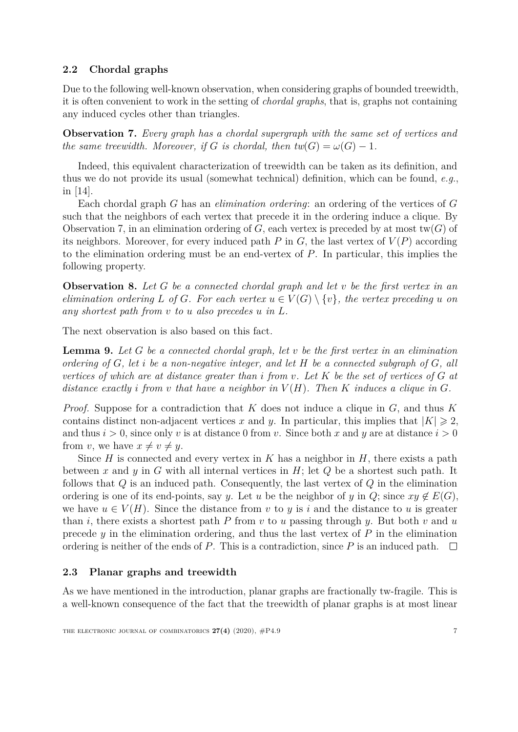### 2.2 Chordal graphs

Due to the following well-known observation, when considering graphs of bounded treewidth, it is often convenient to work in the setting of *chordal graphs*, that is, graphs not containing any induced cycles other than triangles.

**Observation 7.** *Every graph has a chordal supergraph with the same set of vertices and the same treewidth. Moreover, if $G$ is chordal, then $tw(G) = \omega(G) - 1$.*

Indeed, this equivalent characterization of treewidth can be taken as its definition, and thus we do not provide its usual (somewhat technical) definition, which can be found, *e.g.*, in [14].

Each chordal graph $G$ has an *elimination ordering*: an ordering of the vertices of $G$ such that the neighbors of each vertex that precede it in the ordering induce a clique. By Observation 7, in an elimination ordering of $G$, each vertex is preceded by at most $\operatorname{tw}(G)$ of its neighbors. Moreover, for every induced path $P$ in $G$, the last vertex of $V(P)$ according to the elimination ordering must be an end-vertex of $P$. In particular, this implies the following property.

**Observation 8.** *Let $G$ be a connected chordal graph and let $v$ be the first vertex in an elimination ordering $L$ of $G$. For each vertex $u \in V(G) \setminus \{v\}$, the vertex preceding $u$ on any shortest path from $v$ to $u$ also precedes $u$ in $L$.*

The next observation is also based on this fact.

**Lemma 9.** *Let $G$ be a connected chordal graph, let $v$ be the first vertex in an elimination ordering of $G$, let $i$ be a non-negative integer, and let $H$ be a connected subgraph of $G$, all vertices of which are at distance greater than $i$ from $v$. Let $K$ be the set of vertices of $G$ at distance exactly $i$ from $v$ that have a neighbor in $V(H)$. Then $K$ induces a clique in $G$.*

*Proof.* Suppose for a contradiction that $K$ does not induce a clique in $G$, and thus $K$ contains distinct non-adjacent vertices $x$ and $y$. In particular, this implies that $|K| \geqslant 2$, and thus $i > 0$, since only $v$ is at distance 0 from $v$. Since both $x$ and $y$ are at distance $i > 0$ from $v$, we have $x \neq v \neq y$.

Since $H$ is connected and every vertex in $K$ has a neighbor in $H$, there exists a path between $x$ and $y$ in $G$ with all internal vertices in $H$; let $Q$ be a shortest such path. It follows that $Q$ is an induced path. Consequently, the last vertex of $Q$ in the elimination ordering is one of its end-points, say $y$. Let $u$ be the neighbor of $y$ in $Q$; since $xy \notin E(G)$, we have $u \in V(H)$. Since the distance from $v$ to $y$ is $i$ and the distance to $u$ is greater than $i$, there exists a shortest path $P$ from $v$ to $u$ passing through $y$. But both $v$ and $u$ precede $y$ in the elimination ordering, and thus the last vertex of $P$ in the elimination ordering is neither of the ends of $P$. This is a contradiction, since $P$ is an induced path. $\square$

### 2.3 Planar graphs and treewidth

As we have mentioned in the introduction, planar graphs are fractionally tw-fragile. This is a well-known consequence of the fact that the treewidth of planar graphs is at most linear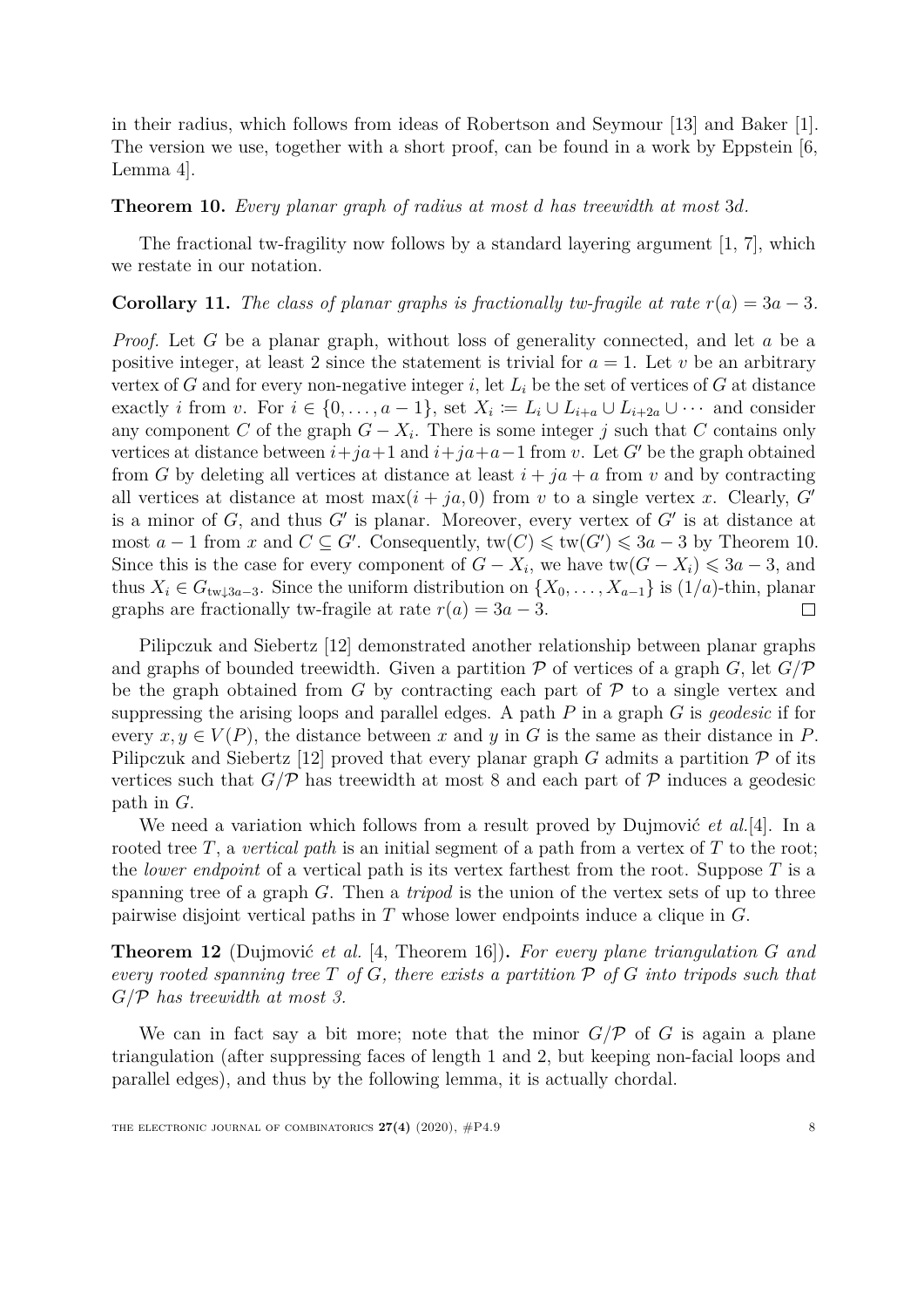in their radius, which follows from ideas of Robertson and Seymour [13] and Baker [1]. The version we use, together with a short proof, can be found in a work by Eppstein [6, Lemma 4].

**Theorem 10.** *Every planar graph of radius at most $d$ has treewidth at most $3d$.*

The fractional tw-fragility now follows by a standard layering argument [1, 7], which we restate in our notation.

**Corollary 11.** *The class of planar graphs is fractionally tw-fragile at rate $r(a) = 3a - 3$.*

*Proof.* Let $G$ be a planar graph, without loss of generality connected, and let $a$ be a positive integer, at least 2 since the statement is trivial for $a = 1$. Let $v$ be an arbitrary vertex of $G$ and for every non-negative integer $i$, let $L_i$ be the set of vertices of $G$ at distance exactly $i$ from $v$. For $i \in \{0, \ldots, a-1\}$, set $X_i \coloneqq L_i \cup L_{i+a} \cup L_{i+2a} \cup \cdots$ and consider any component $C$ of the graph $G - X_i$. There is some integer $j$ such that $C$ contains only vertices at distance between $i+ja+1$ and $i+ja+a-1$ from $v$. Let $G'$ be the graph obtained from $G$ by deleting all vertices at distance at least $i + ja + a$ from $v$ and by contracting all vertices at distance at most $\max(i + ja, 0)$ from $v$ to a single vertex $x$. Clearly, $G'$ is a minor of $G$, and thus $G'$ is planar. Moreover, every vertex of $G'$ is at distance at most $a - 1$ from $x$ and $C \subseteq G'$. Consequently, $\mathrm{tw}(C) \leqslant \mathrm{tw}(G') \leqslant 3a - 3$ by Theorem 10. Since this is the case for every component of $G - X_i$, we have $\mathrm{tw}(G - X_i) \leqslant 3a - 3$, and thus $X_i \in G_{\mathrm{tw}\downarrow 3a-3}$. Since the uniform distribution on $\{X_0, \ldots, X_{a-1}\}$ is $(1/a)$-thin, planar graphs are fractionally tw-fragile at rate $r(a) = 3a - 3$. $\square$

Pilipczuk and Siebertz [12] demonstrated another relationship between planar graphs and graphs of bounded treewidth. Given a partition $\mathcal{P}$ of vertices of a graph $G$, let $G/\mathcal{P}$ be the graph obtained from $G$ by contracting each part of $\mathcal{P}$ to a single vertex and suppressing the arising loops and parallel edges. A path $P$ in a graph $G$ is *geodesic* if for every $x, y \in V(P)$, the distance between $x$ and $y$ in $G$ is the same as their distance in $P$. Pilipczuk and Siebertz [12] proved that every planar graph $G$ admits a partition $\mathcal{P}$ of its vertices such that $G/\mathcal{P}$ has treewidth at most 8 and each part of $\mathcal{P}$ induces a geodesic path in $G$.

We need a variation which follows from a result proved by Dujmović *et al.*[4]. In a rooted tree $T$, a *vertical path* is an initial segment of a path from a vertex of $T$ to the root; the *lower endpoint* of a vertical path is its vertex farthest from the root. Suppose $T$ is a spanning tree of a graph $G$. Then a *tripod* is the union of the vertex sets of up to three pairwise disjoint vertical paths in $T$ whose lower endpoints induce a clique in $G$.

**Theorem 12** (Dujmović *et al.* [4, Theorem 16])**.** *For every plane triangulation $G$ and every rooted spanning tree $T$ of $G$, there exists a partition $\mathcal{P}$ of $G$ into tripods such that $G/\mathcal{P}$ has treewidth at most 3.*

We can in fact say a bit more; note that the minor $G/\mathcal{P}$ of $G$ is again a plane triangulation (after suppressing faces of length 1 and 2, but keeping non-facial loops and parallel edges), and thus by the following lemma, it is actually chordal.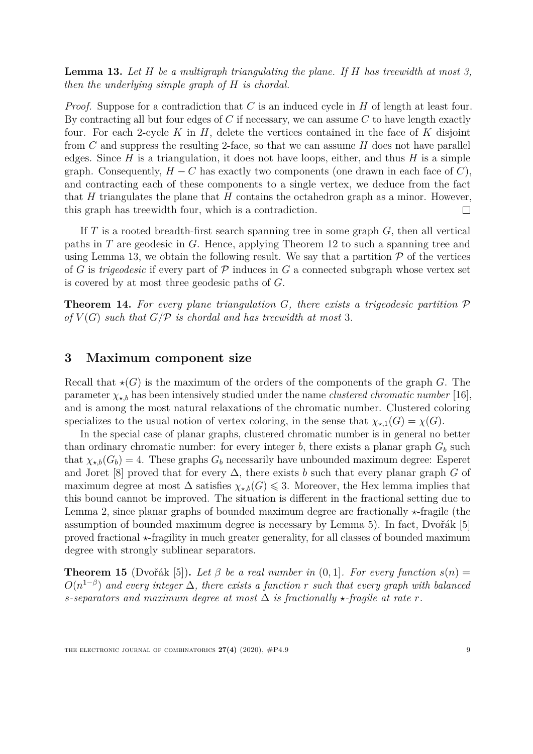**Lemma 13.** *Let $H$ be a multigraph triangulating the plane. If $H$ has treewidth at most 3, then the underlying simple graph of $H$ is chordal.*

*Proof.* Suppose for a contradiction that $C$ is an induced cycle in $H$ of length at least four. By contracting all but four edges of $C$ if necessary, we can assume $C$ to have length exactly four. For each 2-cycle $K$ in $H$, delete the vertices contained in the face of $K$ disjoint from $C$ and suppress the resulting 2-face, so that we can assume $H$ does not have parallel edges. Since $H$ is a triangulation, it does not have loops, either, and thus $H$ is a simple graph. Consequently, $H - C$ has exactly two components (one drawn in each face of $C$), and contracting each of these components to a single vertex, we deduce from the fact that $H$ triangulates the plane that $H$ contains the octahedron graph as a minor. However, this graph has treewidth four, which is a contradiction. □

If $T$ is a rooted breadth-first search spanning tree in some graph $G$, then all vertical paths in $T$ are geodesic in $G$. Hence, applying Theorem 12 to such a spanning tree and using Lemma 13, we obtain the following result. We say that a partition $\mathcal{P}$ of the vertices of $G$ is *trigeodesic* if every part of $\mathcal{P}$ induces in $G$ a connected subgraph whose vertex set is covered by at most three geodesic paths of $G$.

**Theorem 14.** *For every plane triangulation $G$, there exists a trigeodesic partition $\mathcal{P}$ of $V(G)$ such that $G/\mathcal{P}$ is chordal and has treewidth at most 3.*

## 3 Maximum component size

Recall that $\star(G)$ is the maximum of the orders of the components of the graph $G$. The parameter $\chi_{\star,b}$ has been intensively studied under the name *clustered chromatic number* [16], and is among the most natural relaxations of the chromatic number. Clustered coloring specializes to the usual notion of vertex coloring, in the sense that $\chi_{\star,1}(G) = \chi(G)$.

In the special case of planar graphs, clustered chromatic number is in general no better than ordinary chromatic number: for every integer $b$, there exists a planar graph $G_b$ such that $\chi_{\star,b}(G_b) = 4$. These graphs $G_b$ necessarily have unbounded maximum degree: Esperet and Joret [8] proved that for every $\Delta$, there exists $b$ such that every planar graph $G$ of maximum degree at most $\Delta$ satisfies $\chi_{\star,b}(G) \leqslant 3$. Moreover, the Hex lemma implies that this bound cannot be improved. The situation is different in the fractional setting due to Lemma 2, since planar graphs of bounded maximum degree are fractionally $\star$-fragile (the assumption of bounded maximum degree is necessary by Lemma 5). In fact, Dvořák [5] proved fractional $\star$-fragility in much greater generality, for all classes of bounded maximum degree with strongly sublinear separators.

**Theorem 15** (Dvořák [5])**.** *Let $\beta$ be a real number in $(0, 1]$. For every function $s(n) = O(n^{1-\beta})$ and every integer $\Delta$, there exists a function $r$ such that every graph with balanced $s$-separators and maximum degree at most $\Delta$ is fractionally $\star$-fragile at rate $r$.*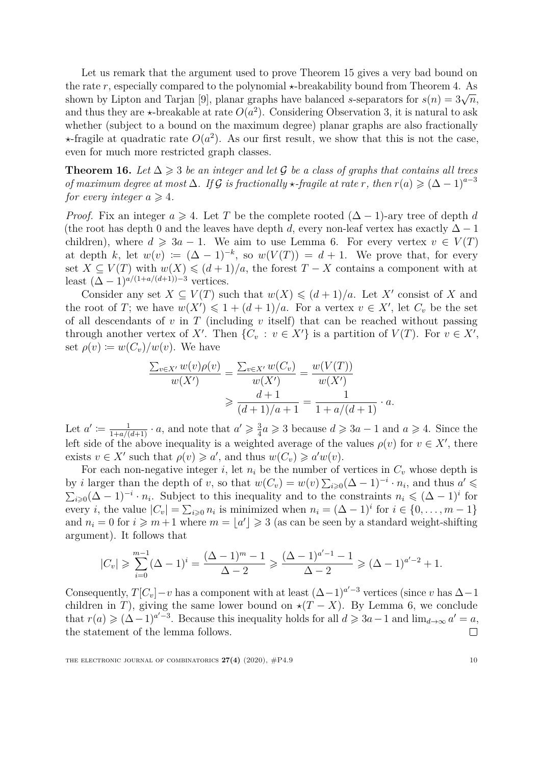Let us remark that the argument used to prove Theorem 15 gives a very bad bound on the rate $r$, especially compared to the polynomial $\star$-breakability bound from Theorem 4. As shown by Lipton and Tarjan [9], planar graphs have balanced $s$-separators for $s(n) = 3\sqrt{n}$, and thus they are $\star$-breakable at rate $O(a^2)$. Considering Observation 3, it is natural to ask whether (subject to a bound on the maximum degree) planar graphs are also fractionally $\star$-fragile at quadratic rate $O(a^2)$. As our first result, we show that this is not the case, even for much more restricted graph classes.

**Theorem 16.** *Let $\Delta \geqslant 3$ be an integer and let $\mathcal{G}$ be a class of graphs that contains all trees of maximum degree at most $\Delta$. If $\mathcal{G}$ is fractionally $\star$-fragile at rate $r$, then $r(a) \geqslant (\Delta - 1)^{a-3}$ for every integer $a \geqslant 4$.*

*Proof.* Fix an integer $a \geqslant 4$. Let $T$ be the complete rooted $(\Delta - 1)$-ary tree of depth $d$ (the root has depth 0 and the leaves have depth $d$, every non-leaf vertex has exactly $\Delta - 1$ children), where $d \geqslant 3a - 1$. We aim to use Lemma 6. For every vertex $v \in V(T)$ at depth $k$, let $w(v) \coloneqq (\Delta - 1)^{-k}$, so $w(V(T)) = d + 1$. We prove that, for every set $X \subseteq V(T)$ with $w(X) \leqslant (d + 1)/a$, the forest $T - X$ contains a component with at least $(\Delta - 1)^{a/(1+a/(d+1))-3}$ vertices.

Consider any set $X \subseteq V(T)$ such that $w(X) \leqslant (d + 1)/a$. Let $X'$ consist of $X$ and the root of $T$; we have $w(X') \leqslant 1 + (d + 1)/a$. For a vertex $v \in X'$, let $C_v$ be the set of all descendants of $v$ in $T$ (including $v$ itself) that can be reached without passing through another vertex of $X'$. Then $\{C_v : v \in X'\}$ is a partition of $V(T)$. For $v \in X'$, set $\rho(v) \coloneqq w(C_v)/w(v)$. We have

$$\frac{\sum_{v \in X'} w(v)\rho(v)}{w(X')} = \frac{\sum_{v \in X'} w(C_v)}{w(X')} = \frac{w(V(T))}{w(X')}$$
$$\geqslant \frac{d + 1}{(d + 1)/a + 1} = \frac{1}{1 + a/(d + 1)} \cdot a.$$

Let $a' \coloneqq \frac{1}{1+a/(d+1)} \cdot a$, and note that $a' \geqslant \frac{3}{4}a \geqslant 3$ because $d \geqslant 3a - 1$ and $a \geqslant 4$. Since the left side of the above inequality is a weighted average of the values $\rho(v)$ for $v \in X'$, there exists $v \in X'$ such that $\rho(v) \geqslant a'$, and thus $w(C_v) \geqslant a'w(v)$.

For each non-negative integer $i$, let $n_i$ be the number of vertices in $C_v$ whose depth is by $i$ larger than the depth of $v$, so that $w(C_v) = w(v)\sum_{i\geqslant 0}(\Delta - 1)^{-i} \cdot n_i$, and thus $a' \leqslant \sum_{i\geqslant 0}(\Delta - 1)^{-i} \cdot n_i$. Subject to this inequality and to the constraints $n_i \leqslant (\Delta - 1)^i$ for every $i$, the value $|C_v| = \sum_{i\geqslant 0} n_i$ is minimized when $n_i = (\Delta - 1)^i$ for $i \in \{0, \ldots, m - 1\}$ and $n_i = 0$ for $i \geqslant m + 1$ where $m = \lfloor a' \rfloor \geqslant 3$ (as can be seen by a standard weight-shifting argument). It follows that

$$|C_v| \geqslant \sum_{i=0}^{m-1}(\Delta - 1)^i = \frac{(\Delta - 1)^m - 1}{\Delta - 2} \geqslant \frac{(\Delta - 1)^{a'-1} - 1}{\Delta - 2} \geqslant (\Delta - 1)^{a'-2} + 1.$$

Consequently, $T[C_v] - v$ has a component with at least $(\Delta - 1)^{a'-3}$ vertices (since $v$ has $\Delta - 1$ children in $T$), giving the same lower bound on $\star(T - X)$. By Lemma 6, we conclude that $r(a) \geqslant (\Delta - 1)^{a'-3}$. Because this inequality holds for all $d \geqslant 3a - 1$ and $\lim_{d\to\infty} a' = a$, the statement of the lemma follows. $\square$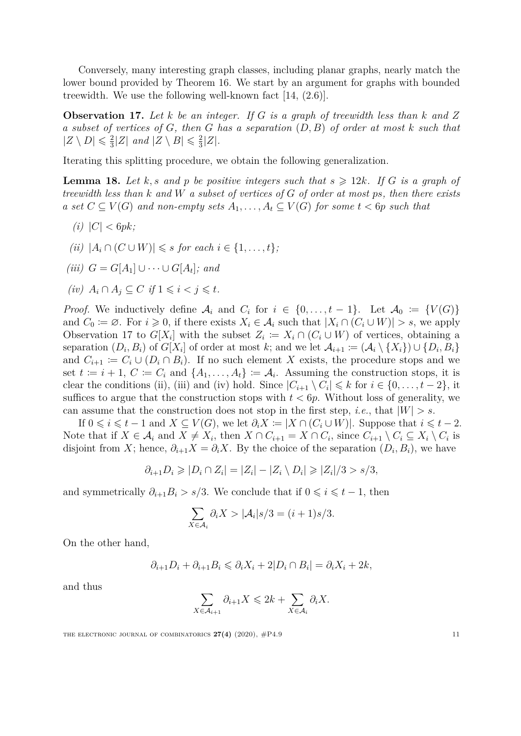Conversely, many interesting graph classes, including planar graphs, nearly match the lower bound provided by Theorem 16. We start by an argument for graphs with bounded treewidth. We use the following well-known fact [14, (2.6)].

**Observation 17.** *Let $k$ be an integer. If $G$ is a graph of treewidth less than $k$ and $Z$ a subset of vertices of $G$, then $G$ has a separation $(D, B)$ of order at most $k$ such that $|Z \setminus D| \leqslant \frac{2}{3}|Z|$ and $|Z \setminus B| \leqslant \frac{2}{3}|Z|$.*

Iterating this splitting procedure, we obtain the following generalization.

**Lemma 18.** *Let $k, s$ and $p$ be positive integers such that $s \geqslant 12k$. If $G$ is a graph of treewidth less than $k$ and $W$ a subset of vertices of $G$ of order at most $ps$, then there exists a set $C \subseteq V(G)$ and non-empty sets $A_1, \ldots, A_t \subseteq V(G)$ for some $t < 6p$ such that*

*(i)* $|C| < 6pk$;

*(ii)* $|A_i \cap (C \cup W)| \leqslant s$ *for each* $i \in \{1, \ldots, t\}$;

*(iii)* $G = G[A_1] \cup \cdots \cup G[A_t]$; *and*

*(iv)* $A_i \cap A_j \subseteq C$ *if* $1 \leqslant i < j \leqslant t$.

*Proof.* We inductively define $\mathcal{A}_i$ and $C_i$ for $i \in \{0, \ldots, t-1\}$. Let $\mathcal{A}_0 := \{V(G)\}$ and $C_0 := \varnothing$. For $i \geqslant 0$, if there exists $X_i \in \mathcal{A}_i$ such that $|X_i \cap (C_i \cup W)| > s$, we apply Observation 17 to $G[X_i]$ with the subset $Z_i := X_i \cap (C_i \cup W)$ of vertices, obtaining a separation $(D_i, B_i)$ of $G[X_i]$ of order at most $k$; and we let $\mathcal{A}_{i+1} := (\mathcal{A}_i \setminus \{X_i\}) \cup \{D_i, B_i\}$ and $C_{i+1} := C_i \cup (D_i \cap B_i)$. If no such element $X$ exists, the procedure stops and we set $t := i + 1$, $C := C_i$ and $\{A_1, \ldots, A_t\} := \mathcal{A}_i$. Assuming the construction stops, it is clear the conditions (ii), (iii) and (iv) hold. Since $|C_{i+1} \setminus C_i| \leqslant k$ for $i \in \{0, \ldots, t-2\}$, it suffices to argue that the construction stops with $t < 6p$. Without loss of generality, we can assume that the construction does not stop in the first step, *i.e.*, that $|W| > s$.

If $0 \leqslant i \leqslant t-1$ and $X \subseteq V(G)$, we let $\partial_i X := |X \cap (C_i \cup W)|$. Suppose that $i \leqslant t-2$. Note that if $X \in \mathcal{A}_i$ and $X \neq X_i$, then $X \cap C_{i+1} = X \cap C_i$, since $C_{i+1} \setminus C_i \subseteq X_i \setminus C_i$ is disjoint from $X$; hence, $\partial_{i+1} X = \partial_i X$. By the choice of the separation $(D_i, B_i)$, we have

$$\partial_{i+1} D_i \geqslant |D_i \cap Z_i| = |Z_i| - |Z_i \setminus D_i| \geqslant |Z_i|/3 > s/3,$$

and symmetrically $\partial_{i+1} B_i > s/3$. We conclude that if $0 \leqslant i \leqslant t-1$, then

$$\sum_{X \in \mathcal{A}_i} \partial_i X > |\mathcal{A}_i| s/3 = (i+1)s/3.$$

On the other hand,

$$\partial_{i+1} D_i + \partial_{i+1} B_i \leqslant \partial_i X_i + 2|D_i \cap B_i| = \partial_i X_i + 2k,$$

and thus

$$\sum_{X \in \mathcal{A}_{i+1}} \partial_{i+1} X \leqslant 2k + \sum_{X \in \mathcal{A}_i} \partial_i X.$$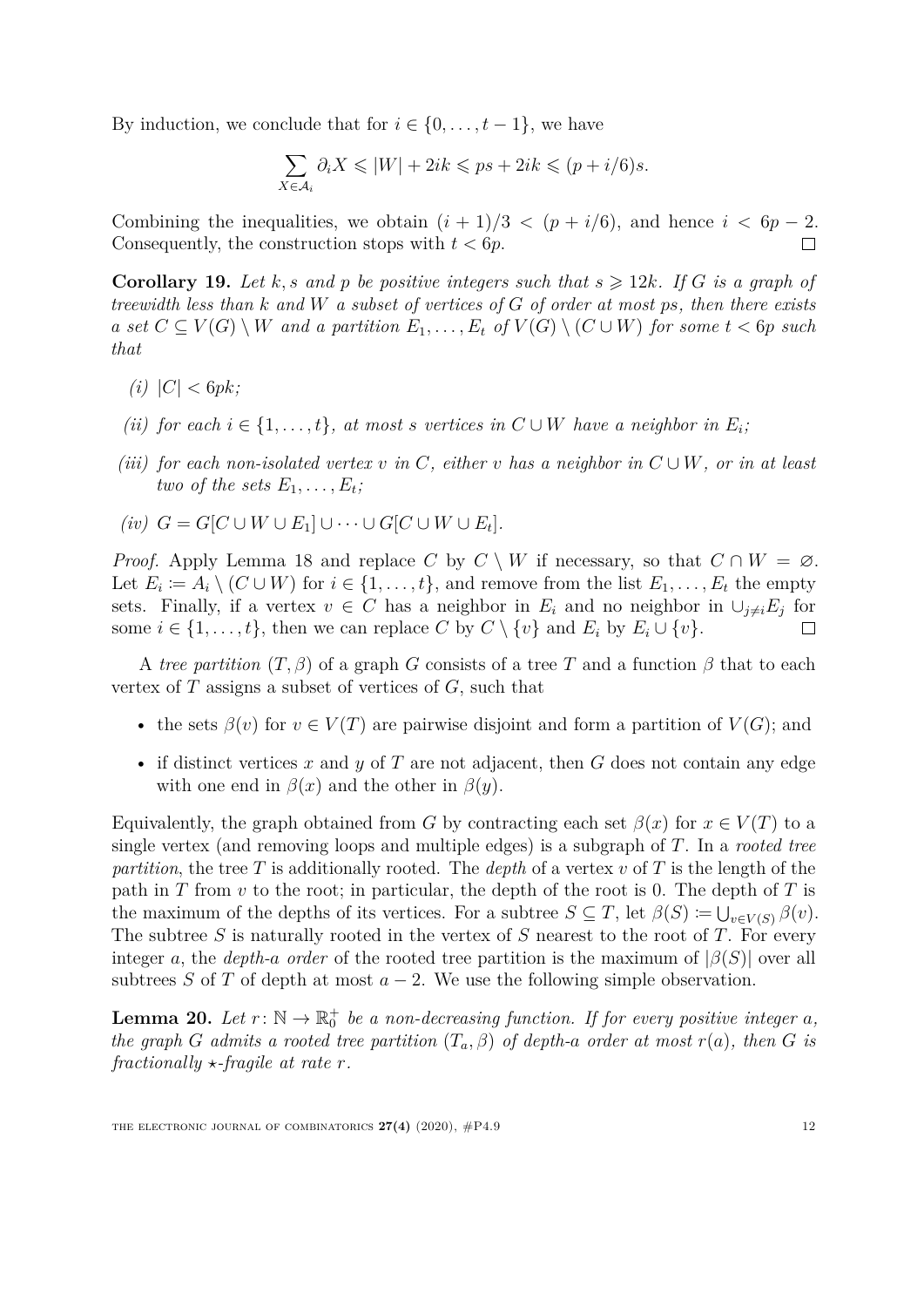By induction, we conclude that for $i \in \{0, \dots, t-1\}$, we have

$$\sum_{X \in \mathcal{A}_i} \partial_i X \leqslant |W| + 2ik \leqslant ps + 2ik \leqslant (p + i/6)s.$$

Combining the inequalities, we obtain $(i+1)/3 < (p + i/6)$, and hence $i < 6p - 2$. Consequently, the construction stops with $t < 6p$. $\square$

**Corollary 19.** *Let $k, s$ and $p$ be positive integers such that $s \geqslant 12k$. If $G$ is a graph of treewidth less than $k$ and $W$ a subset of vertices of $G$ of order at most $ps$, then there exists a set $C \subseteq V(G) \setminus W$ and a partition $E_1, \dots, E_t$ of $V(G) \setminus (C \cup W)$ for some $t < 6p$ such that*

*(i) $|C| < 6pk$;*

*(ii) for each $i \in \{1, \dots, t\}$, at most $s$ vertices in $C \cup W$ have a neighbor in $E_i$;*

*(iii) for each non-isolated vertex $v$ in $C$, either $v$ has a neighbor in $C \cup W$, or in at least two of the sets $E_1, \dots, E_t$;*

*(iv) $G = G[C \cup W \cup E_1] \cup \dots \cup G[C \cup W \cup E_t]$.*

*Proof.* Apply Lemma 18 and replace $C$ by $C \setminus W$ if necessary, so that $C \cap W = \varnothing$. Let $E_i := A_i \setminus (C \cup W)$ for $i \in \{1, \dots, t\}$, and remove from the list $E_1, \dots, E_t$ the empty sets. Finally, if a vertex $v \in C$ has a neighbor in $E_i$ and no neighbor in $\cup_{j \neq i} E_j$ for some $i \in \{1, \dots, t\}$, then we can replace $C$ by $C \setminus \{v\}$ and $E_i$ by $E_i \cup \{v\}$. $\square$

A *tree partition* $(T, \beta)$ of a graph $G$ consists of a tree $T$ and a function $\beta$ that to each vertex of $T$ assigns a subset of vertices of $G$, such that

- the sets $\beta(v)$ for $v \in V(T)$ are pairwise disjoint and form a partition of $V(G)$; and
- if distinct vertices $x$ and $y$ of $T$ are not adjacent, then $G$ does not contain any edge with one end in $\beta(x)$ and the other in $\beta(y)$.

Equivalently, the graph obtained from $G$ by contracting each set $\beta(x)$ for $x \in V(T)$ to a single vertex (and removing loops and multiple edges) is a subgraph of $T$. In a *rooted tree partition*, the tree $T$ is additionally rooted. The *depth* of a vertex $v$ of $T$ is the length of the path in $T$ from $v$ to the root; in particular, the depth of the root is 0. The depth of $T$ is the maximum of the depths of its vertices. For a subtree $S \subseteq T$, let $\beta(S) := \bigcup_{v \in V(S)} \beta(v)$. The subtree $S$ is naturally rooted in the vertex of $S$ nearest to the root of $T$. For every integer $a$, the *depth-$a$ order* of the rooted tree partition is the maximum of $|\beta(S)|$ over all subtrees $S$ of $T$ of depth at most $a - 2$. We use the following simple observation.

**Lemma 20.** *Let $r \colon \mathbb{N} \to \mathbb{R}_0^+$ be a non-decreasing function. If for every positive integer $a$, the graph $G$ admits a rooted tree partition $(T_a, \beta)$ of depth-$a$ order at most $r(a)$, then $G$ is fractionally $\star$-fragile at rate $r$.*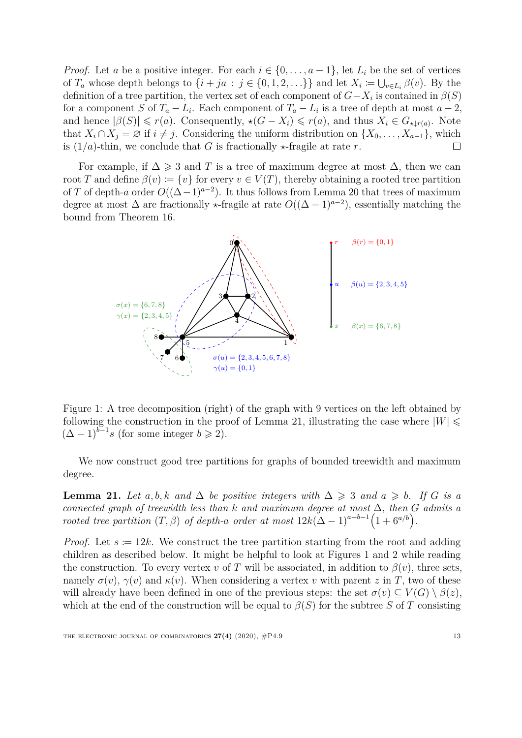*Proof.* Let $a$ be a positive integer. For each $i \in \{0, \ldots, a-1\}$, let $L_i$ be the set of vertices of $T_a$ whose depth belongs to $\{i + ja : j \in \{0, 1, 2, \ldots\}\}$ and let $X_i \coloneqq \bigcup_{v \in L_i} \beta(v)$. By the definition of a tree partition, the vertex set of each component of $G - X_i$ is contained in $\beta(S)$ for a component $S$ of $T_a - L_i$. Each component of $T_a - L_i$ is a tree of depth at most $a - 2$, and hence $|\beta(S)| \leqslant r(a)$. Consequently, $\star(G - X_i) \leqslant r(a)$, and thus $X_i \in G_{\star \downarrow r(a)}$. Note that $X_i \cap X_j = \varnothing$ if $i \neq j$. Considering the uniform distribution on $\{X_0, \ldots, X_{a-1}\}$, which is $(1/a)$-thin, we conclude that $G$ is fractionally $\star$-fragile at rate $r$. $\square$

For example, if $\Delta \geqslant 3$ and $T$ is a tree of maximum degree at most $\Delta$, then we can root $T$ and define $\beta(v) \coloneqq \{v\}$ for every $v \in V(T)$, thereby obtaining a rooted tree partition of $T$ of depth-$a$ order $O((\Delta-1)^{a-2})$. It thus follows from Lemma 20 that trees of maximum degree at most $\Delta$ are fractionally $\star$-fragile at rate $O((\Delta-1)^{a-2})$, essentially matching the bound from Theorem 16.

Figure 1: A tree decomposition (right) of the graph with 9 vertices on the left obtained by following the construction in the proof of Lemma 21, illustrating the case where $|W| \leqslant (\Delta - 1)^{b-1}s$ (for some integer $b \geqslant 2$).

We now construct good tree partitions for graphs of bounded treewidth and maximum degree.

**Lemma 21.** *Let $a, b, k$ and $\Delta$ be positive integers with $\Delta \geqslant 3$ and $a \geqslant b$. If $G$ is a connected graph of treewidth less than $k$ and maximum degree at most $\Delta$, then $G$ admits a rooted tree partition $(T, \beta)$ of depth-$a$ order at most $12k(\Delta-1)^{a+b-1}\left(1 + 6^{a/b}\right)$.*

*Proof.* Let $s \coloneqq 12k$. We construct the tree partition starting from the root and adding children as described below. It might be helpful to look at Figures 1 and 2 while reading the construction. To every vertex $v$ of $T$ will be associated, in addition to $\beta(v)$, three sets, namely $\sigma(v)$, $\gamma(v)$ and $\kappa(v)$. When considering a vertex $v$ with parent $z$ in $T$, two of these will already have been defined in one of the previous steps: the set $\sigma(v) \subseteq V(G) \setminus \beta(z)$, which at the end of the construction will be equal to $\beta(S)$ for the subtree $S$ of $T$ consisting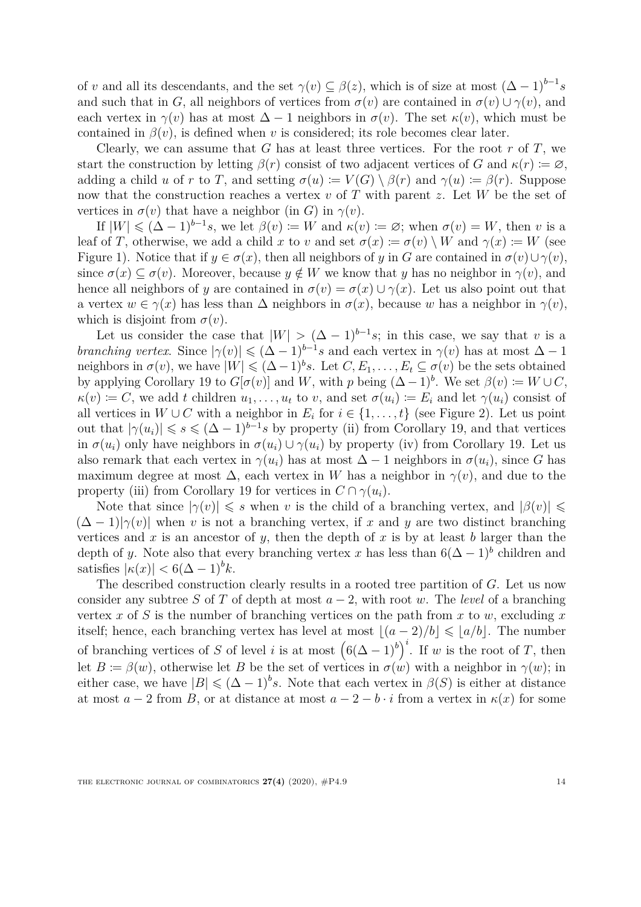of $v$ and all its descendants, and the set $\gamma(v) \subseteq \beta(z)$, which is of size at most $(\Delta-1)^{b-1}s$ and such that in $G$, all neighbors of vertices from $\sigma(v)$ are contained in $\sigma(v) \cup \gamma(v)$, and each vertex in $\gamma(v)$ has at most $\Delta - 1$ neighbors in $\sigma(v)$. The set $\kappa(v)$, which must be contained in $\beta(v)$, is defined when $v$ is considered; its role becomes clear later.

Clearly, we can assume that $G$ has at least three vertices. For the root $r$ of $T$, we start the construction by letting $\beta(r)$ consist of two adjacent vertices of $G$ and $\kappa(r) \coloneqq \varnothing$, adding a child $u$ of $r$ to $T$, and setting $\sigma(u) \coloneqq V(G) \setminus \beta(r)$ and $\gamma(u) \coloneqq \beta(r)$. Suppose now that the construction reaches a vertex $v$ of $T$ with parent $z$. Let $W$ be the set of vertices in $\sigma(v)$ that have a neighbor (in $G$) in $\gamma(v)$.

If $|W| \leqslant (\Delta-1)^{b-1}s$, we let $\beta(v) \coloneqq W$ and $\kappa(v) \coloneqq \varnothing$; when $\sigma(v) = W$, then $v$ is a leaf of $T$, otherwise, we add a child $x$ to $v$ and set $\sigma(x) \coloneqq \sigma(v) \setminus W$ and $\gamma(x) \coloneqq W$ (see Figure 1). Notice that if $y \in \sigma(x)$, then all neighbors of $y$ in $G$ are contained in $\sigma(v) \cup \gamma(v)$, since $\sigma(x) \subseteq \sigma(v)$. Moreover, because $y \notin W$ we know that $y$ has no neighbor in $\gamma(v)$, and hence all neighbors of $y$ are contained in $\sigma(v) = \sigma(x) \cup \gamma(x)$. Let us also point out that a vertex $w \in \gamma(x)$ has less than $\Delta$ neighbors in $\sigma(x)$, because $w$ has a neighbor in $\gamma(v)$, which is disjoint from $\sigma(v)$.

Let us consider the case that $|W| > (\Delta-1)^{b-1}s$; in this case, we say that $v$ is a *branching vertex*. Since $|\gamma(v)| \leqslant (\Delta-1)^{b-1}s$ and each vertex in $\gamma(v)$ has at most $\Delta - 1$ neighbors in $\sigma(v)$, we have $|W| \leqslant (\Delta-1)^b s$. Let $C, E_1, \ldots, E_t \subseteq \sigma(v)$ be the sets obtained by applying Corollary 19 to $G[\sigma(v)]$ and $W$, with $p$ being $(\Delta-1)^b$. We set $\beta(v) \coloneqq W \cup C$, $\kappa(v) \coloneqq C$, we add $t$ children $u_1, \ldots, u_t$ to $v$, and set $\sigma(u_i) \coloneqq E_i$ and let $\gamma(u_i)$ consist of all vertices in $W \cup C$ with a neighbor in $E_i$ for $i \in \{1, \ldots, t\}$ (see Figure 2). Let us point out that $|\gamma(u_i)| \leqslant s \leqslant (\Delta-1)^{b-1}s$ by property (ii) from Corollary 19, and that vertices in $\sigma(u_i)$ only have neighbors in $\sigma(u_i) \cup \gamma(u_i)$ by property (iv) from Corollary 19. Let us also remark that each vertex in $\gamma(u_i)$ has at most $\Delta - 1$ neighbors in $\sigma(u_i)$, since $G$ has maximum degree at most $\Delta$, each vertex in $W$ has a neighbor in $\gamma(v)$, and due to the property (iii) from Corollary 19 for vertices in $C \cap \gamma(u_i)$.

Note that since $|\gamma(v)| \leqslant s$ when $v$ is the child of a branching vertex, and $|\beta(v)| \leqslant (\Delta-1)|\gamma(v)|$ when $v$ is not a branching vertex, if $x$ and $y$ are two distinct branching vertices and $x$ is an ancestor of $y$, then the depth of $x$ is by at least $b$ larger than the depth of $y$. Note also that every branching vertex $x$ has less than $6(\Delta-1)^b$ children and satisfies $|\kappa(x)| < 6(\Delta-1)^b k$.

The described construction clearly results in a rooted tree partition of $G$. Let us now consider any subtree $S$ of $T$ of depth at most $a-2$, with root $w$. The *level* of a branching vertex $x$ of $S$ is the number of branching vertices on the path from $x$ to $w$, excluding $x$ itself; hence, each branching vertex has level at most $\lfloor (a-2)/b \rfloor \leqslant \lfloor a/b \rfloor$. The number of branching vertices of $S$ of level $i$ is at most $\left(6(\Delta-1)^b\right)^i$. If $w$ is the root of $T$, then let $B \coloneqq \beta(w)$, otherwise let $B$ be the set of vertices in $\sigma(w)$ with a neighbor in $\gamma(w)$; in either case, we have $|B| \leqslant (\Delta-1)^b s$. Note that each vertex in $\beta(S)$ is either at distance at most $a-2$ from $B$, or at distance at most $a-2-b \cdot i$ from a vertex in $\kappa(x)$ for some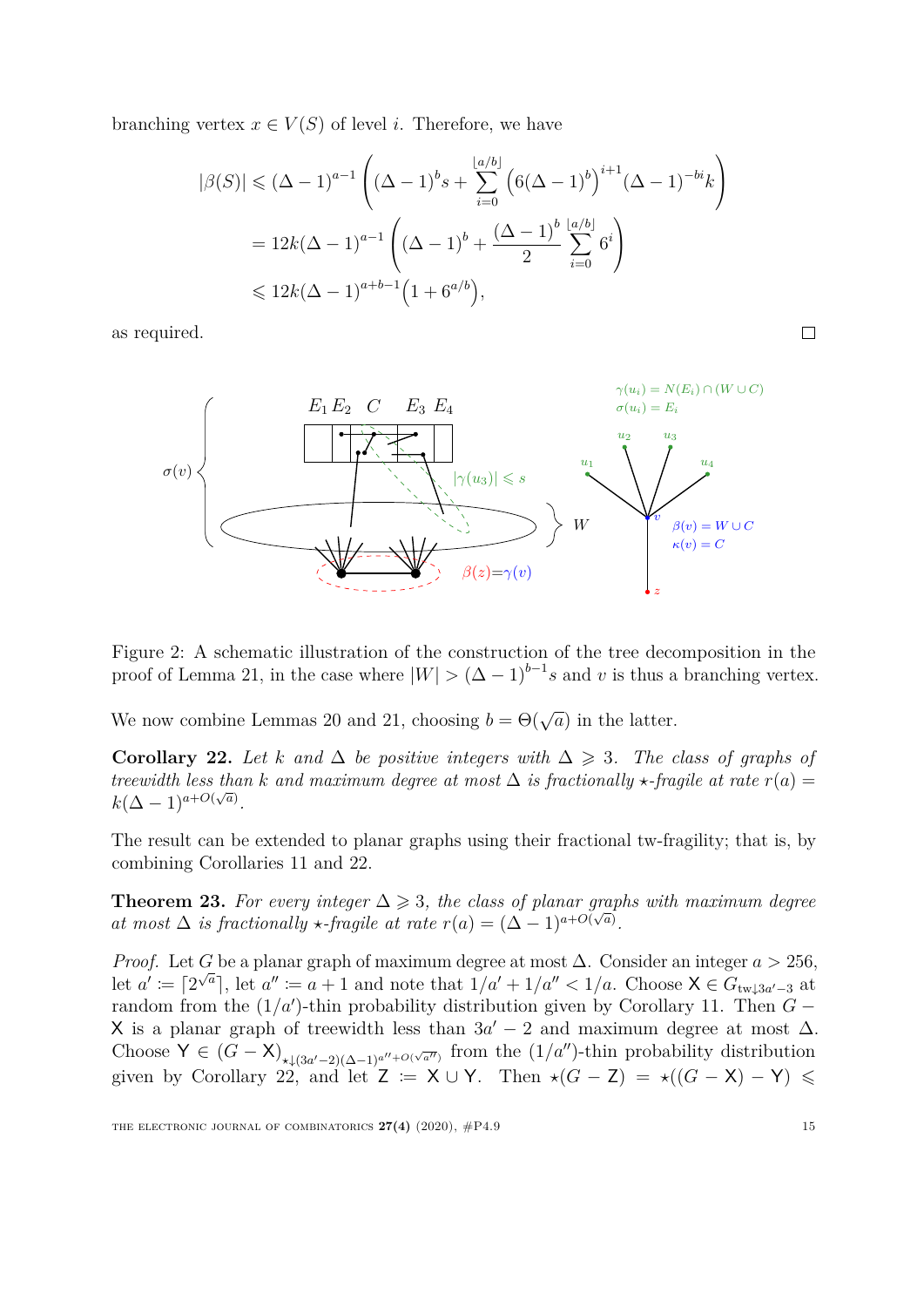branching vertex $x \in V(S)$ of level $i$. Therefore, we have

$$
\begin{aligned}
|\beta(S)| &\leqslant (\Delta-1)^{a-1}\left((\Delta-1)^{b}s + \sum_{i=0}^{\lfloor a/b \rfloor}\left(6(\Delta-1)^{b}\right)^{i+1}(\Delta-1)^{-bi}k\right) \\
&= 12k(\Delta-1)^{a-1}\left((\Delta-1)^{b} + \frac{(\Delta-1)^{b}}{2}\sum_{i=0}^{\lfloor a/b \rfloor}6^{i}\right) \\
&\leqslant 12k(\Delta-1)^{a+b-1}\left(1+6^{a/b}\right),
\end{aligned}
$$

as required. □

Figure 2: A schematic illustration of the construction of the tree decomposition in the proof of Lemma 21, in the case where $|W| > (\Delta-1)^{b-1}s$ and $v$ is thus a branching vertex.

We now combine Lemmas 20 and 21, choosing $b = \Theta(\sqrt{a})$ in the latter.

**Corollary 22.** *Let $k$ and $\Delta$ be positive integers with $\Delta \geqslant 3$. The class of graphs of treewidth less than $k$ and maximum degree at most $\Delta$ is fractionally $\star$-fragile at rate $r(a) = k(\Delta-1)^{a+O(\sqrt{a})}$.*

The result can be extended to planar graphs using their fractional tw-fragility; that is, by combining Corollaries 11 and 22.

**Theorem 23.** *For every integer $\Delta \geqslant 3$, the class of planar graphs with maximum degree at most $\Delta$ is fractionally $\star$-fragile at rate $r(a) = (\Delta-1)^{a+O(\sqrt{a})}$.*

*Proof.* Let $G$ be a planar graph of maximum degree at most $\Delta$. Consider an integer $a > 256$, let $a' := \lceil 2^{\sqrt{a}} \rceil$, let $a'' := a+1$ and note that $1/a' + 1/a'' < 1/a$. Choose $\mathsf{X} \in G_{\mathrm{tw}\downarrow 3a'-3}$ at random from the $(1/a')$-thin probability distribution given by Corollary 11. Then $G - \mathsf{X}$ is a planar graph of treewidth less than $3a'-2$ and maximum degree at most $\Delta$. Choose $\mathsf{Y} \in (G-\mathsf{X})_{\star\downarrow(3a'-2)(\Delta-1)^{a''+O(\sqrt{a''})}}$ from the $(1/a'')$-thin probability distribution given by Corollary 22, and let $\mathsf{Z} := \mathsf{X} \cup \mathsf{Y}$. Then $\star(G-\mathsf{Z}) = \star((G-\mathsf{X})-\mathsf{Y}) \leqslant$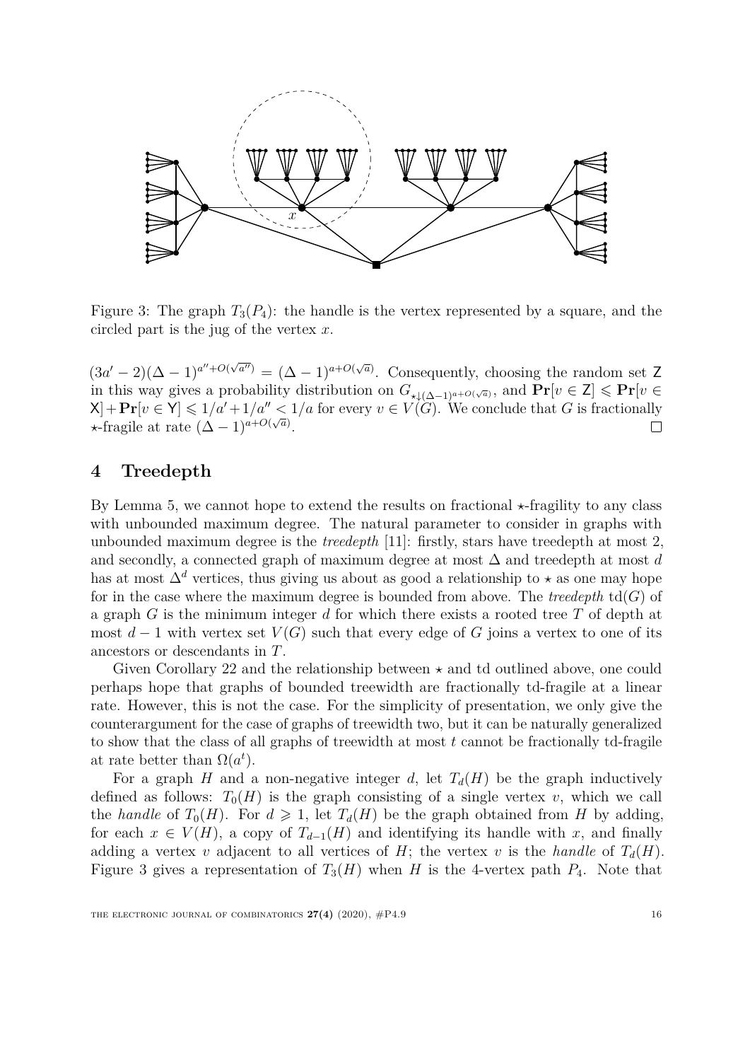Figure 3: The graph $T_3(P_4)$: the handle is the vertex represented by a square, and the circled part is the jug of the vertex $x$.

$(3a'-2)(\Delta-1)^{a''+O(\sqrt{a''})} = (\Delta-1)^{a+O(\sqrt{a})}$. Consequently, choosing the random set $\mathsf{Z}$ in this way gives a probability distribution on $G_{\star\downarrow(\Delta-1)^{a+O(\sqrt{a})}}$, and $\mathbf{Pr}[v \in \mathsf{Z}] \leqslant \mathbf{Pr}[v \in \mathsf{X}] + \mathbf{Pr}[v \in \mathsf{Y}] \leqslant 1/a' + 1/a'' < 1/a$ for every $v \in V(G)$. We conclude that $G$ is fractionally $\star$-fragile at rate $(\Delta-1)^{a+O(\sqrt{a})}$. $\square$

## 4 Treedepth

By Lemma 5, we cannot hope to extend the results on fractional $\star$-fragility to any class with unbounded maximum degree. The natural parameter to consider in graphs with unbounded maximum degree is the *treedepth* [11]: firstly, stars have treedepth at most 2, and secondly, a connected graph of maximum degree at most $\Delta$ and treedepth at most $d$ has at most $\Delta^d$ vertices, thus giving us about as good a relationship to $\star$ as one may hope for in the case where the maximum degree is bounded from above. The *treedepth* $\mathrm{td}(G)$ of a graph $G$ is the minimum integer $d$ for which there exists a rooted tree $T$ of depth at most $d-1$ with vertex set $V(G)$ such that every edge of $G$ joins a vertex to one of its ancestors or descendants in $T$.

Given Corollary 22 and the relationship between $\star$ and td outlined above, one could perhaps hope that graphs of bounded treewidth are fractionally td-fragile at a linear rate. However, this is not the case. For the simplicity of presentation, we only give the counterargument for the case of graphs of treewidth two, but it can be naturally generalized to show that the class of all graphs of treewidth at most $t$ cannot be fractionally td-fragile at rate better than $\Omega(a^t)$.

For a graph $H$ and a non-negative integer $d$, let $T_d(H)$ be the graph inductively defined as follows: $T_0(H)$ is the graph consisting of a single vertex $v$, which we call the *handle* of $T_0(H)$. For $d \geqslant 1$, let $T_d(H)$ be the graph obtained from $H$ by adding, for each $x \in V(H)$, a copy of $T_{d-1}(H)$ and identifying its handle with $x$, and finally adding a vertex $v$ adjacent to all vertices of $H$; the vertex $v$ is the *handle* of $T_d(H)$. Figure 3 gives a representation of $T_3(H)$ when $H$ is the 4-vertex path $P_4$. Note that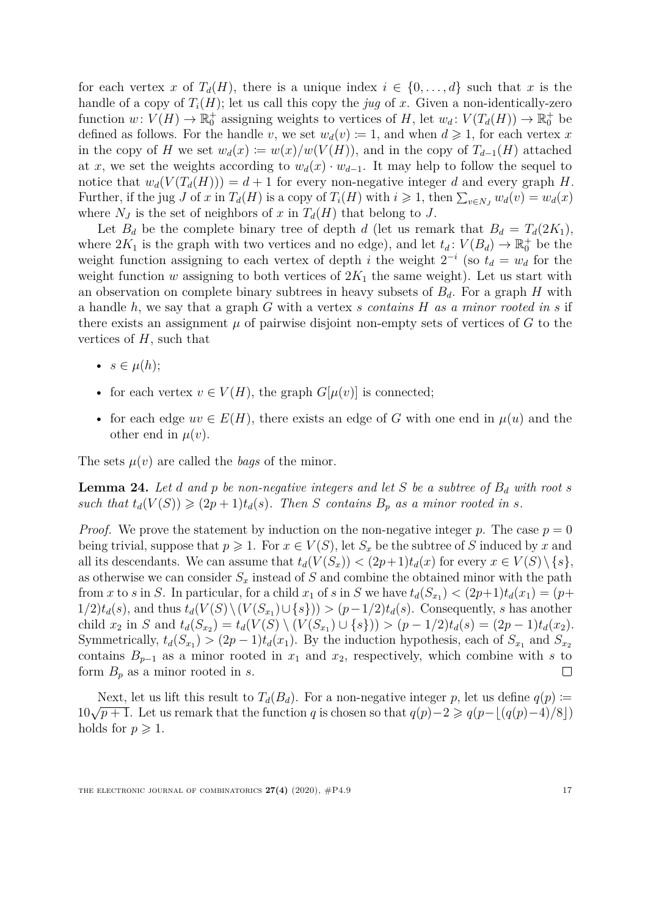for each vertex $x$ of $T_d(H)$, there is a unique index $i \in \{0, \dots, d\}$ such that $x$ is the handle of a copy of $T_i(H)$; let us call this copy the *jug* of $x$. Given a non-identically-zero function $w\colon V(H) \to \mathbb{R}_0^+$ assigning weights to vertices of $H$, let $w_d\colon V(T_d(H)) \to \mathbb{R}_0^+$ be defined as follows. For the handle $v$, we set $w_d(v) \coloneqq 1$, and when $d \geqslant 1$, for each vertex $x$ in the copy of $H$ we set $w_d(x) \coloneqq w(x)/w(V(H))$, and in the copy of $T_{d-1}(H)$ attached at $x$, we set the weights according to $w_d(x) \cdot w_{d-1}$. It may help to follow the sequel to notice that $w_d(V(T_d(H))) = d + 1$ for every non-negative integer $d$ and every graph $H$. Further, if the jug $J$ of $x$ in $T_d(H)$ is a copy of $T_i(H)$ with $i \geqslant 1$, then $\sum_{v \in N_J} w_d(v) = w_d(x)$ where $N_J$ is the set of neighbors of $x$ in $T_d(H)$ that belong to $J$.

Let $B_d$ be the complete binary tree of depth $d$ (let us remark that $B_d = T_d(2K_1)$, where $2K_1$ is the graph with two vertices and no edge), and let $t_d\colon V(B_d) \to \mathbb{R}_0^+$ be the weight function assigning to each vertex of depth $i$ the weight $2^{-i}$ (so $t_d = w_d$ for the weight function $w$ assigning to both vertices of $2K_1$ the same weight). Let us start with an observation on complete binary subtrees in heavy subsets of $B_d$. For a graph $H$ with a handle $h$, we say that a graph $G$ with a vertex $s$ *contains $H$ as a minor rooted in $s$* if there exists an assignment $\mu$ of pairwise disjoint non-empty sets of vertices of $G$ to the vertices of $H$, such that

- $s \in \mu(h)$;
- for each vertex $v \in V(H)$, the graph $G[\mu(v)]$ is connected;
- for each edge $uv \in E(H)$, there exists an edge of $G$ with one end in $\mu(u)$ and the other end in $\mu(v)$.

The sets $\mu(v)$ are called the *bags* of the minor.

**Lemma 24.** *Let $d$ and $p$ be non-negative integers and let $S$ be a subtree of $B_d$ with root $s$ such that $t_d(V(S)) \geqslant (2p+1)t_d(s)$. Then $S$ contains $B_p$ as a minor rooted in $s$.*

*Proof.* We prove the statement by induction on the non-negative integer $p$. The case $p = 0$ being trivial, suppose that $p \geqslant 1$. For $x \in V(S)$, let $S_x$ be the subtree of $S$ induced by $x$ and all its descendants. We can assume that $t_d(V(S_x)) < (2p+1)t_d(x)$ for every $x \in V(S) \setminus \{s\}$, as otherwise we can consider $S_x$ instead of $S$ and combine the obtained minor with the path from $x$ to $s$ in $S$. In particular, for a child $x_1$ of $s$ in $S$ we have $t_d(S_{x_1}) < (2p+1)t_d(x_1) = (p+1/2)t_d(s)$, and thus $t_d(V(S) \setminus (V(S_{x_1}) \cup \{s\})) > (p-1/2)t_d(s)$. Consequently, $s$ has another child $x_2$ in $S$ and $t_d(S_{x_2}) = t_d(V(S) \setminus (V(S_{x_1}) \cup \{s\})) > (p-1/2)t_d(s) = (2p-1)t_d(x_2)$. Symmetrically, $t_d(S_{x_1}) > (2p-1)t_d(x_1)$. By the induction hypothesis, each of $S_{x_1}$ and $S_{x_2}$ contains $B_{p-1}$ as a minor rooted in $x_1$ and $x_2$, respectively, which combine with $s$ to form $B_p$ as a minor rooted in $s$. $\square$

Next, let us lift this result to $T_d(B_d)$. For a non-negative integer $p$, let us define $q(p) \coloneqq 10\sqrt{p+1}$. Let us remark that the function $q$ is chosen so that $q(p)-2 \geqslant q(p-\lfloor(q(p)-4)/8\rfloor)$ holds for $p \geqslant 1$.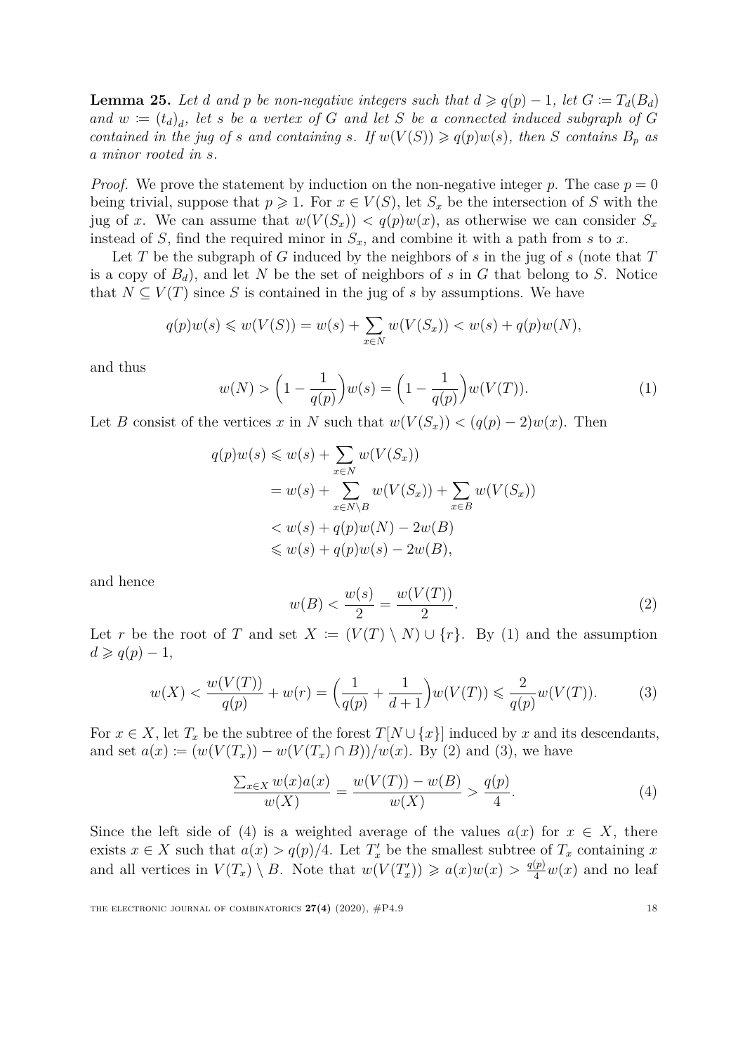**Lemma 25.** *Let $d$ and $p$ be non-negative integers such that $d \geqslant q(p) - 1$, let $G \coloneqq T_d(B_d)$ and $w \coloneqq (t_d)_d$, let $s$ be a vertex of $G$ and let $S$ be a connected induced subgraph of $G$ contained in the jug of $s$ and containing $s$. If $w(V(S)) \geqslant q(p)w(s)$, then $S$ contains $B_p$ as a minor rooted in $s$.*

*Proof.* We prove the statement by induction on the non-negative integer $p$. The case $p = 0$ being trivial, suppose that $p \geqslant 1$. For $x \in V(S)$, let $S_x$ be the intersection of $S$ with the jug of $x$. We can assume that $w(V(S_x)) < q(p)w(x)$, as otherwise we can consider $S_x$ instead of $S$, find the required minor in $S_x$, and combine it with a path from $s$ to $x$.

Let $T$ be the subgraph of $G$ induced by the neighbors of $s$ in the jug of $s$ (note that $T$ is a copy of $B_d$), and let $N$ be the set of neighbors of $s$ in $G$ that belong to $S$. Notice that $N \subseteq V(T)$ since $S$ is contained in the jug of $s$ by assumptions. We have

$$q(p)w(s) \leqslant w(V(S)) = w(s) + \sum_{x \in N} w(V(S_x)) < w(s) + q(p)w(N),$$

and thus

$$w(N) > \Big(1 - \frac{1}{q(p)}\Big)w(s) = \Big(1 - \frac{1}{q(p)}\Big)w(V(T)). \tag{1}$$

Let $B$ consist of the vertices $x$ in $N$ such that $w(V(S_x)) < (q(p) - 2)w(x)$. Then

$$\begin{aligned}
q(p)w(s) &\leqslant w(s) + \sum_{x \in N} w(V(S_x)) \\
&= w(s) + \sum_{x \in N \setminus B} w(V(S_x)) + \sum_{x \in B} w(V(S_x)) \\
&< w(s) + q(p)w(N) - 2w(B) \\
&\leqslant w(s) + q(p)w(s) - 2w(B),
\end{aligned}$$

and hence

$$w(B) < \frac{w(s)}{2} = \frac{w(V(T))}{2}. \tag{2}$$

Let $r$ be the root of $T$ and set $X \coloneqq (V(T) \setminus N) \cup \{r\}$. By (1) and the assumption $d \geqslant q(p) - 1$,

$$w(X) < \frac{w(V(T))}{q(p)} + w(r) = \Big(\frac{1}{q(p)} + \frac{1}{d+1}\Big)w(V(T)) \leqslant \frac{2}{q(p)}w(V(T)). \tag{3}$$

For $x \in X$, let $T_x$ be the subtree of the forest $T[N \cup \{x\}]$ induced by $x$ and its descendants, and set $a(x) \coloneqq (w(V(T_x)) - w(V(T_x) \cap B))/w(x)$. By (2) and (3), we have

$$\frac{\sum_{x \in X} w(x)a(x)}{w(X)} = \frac{w(V(T)) - w(B)}{w(X)} > \frac{q(p)}{4}. \tag{4}$$

Since the left side of (4) is a weighted average of the values $a(x)$ for $x \in X$, there exists $x \in X$ such that $a(x) > q(p)/4$. Let $T'_x$ be the smallest subtree of $T_x$ containing $x$ and all vertices in $V(T_x) \setminus B$. Note that $w(V(T'_x)) \geqslant a(x)w(x) > \frac{q(p)}{4}w(x)$ and no leaf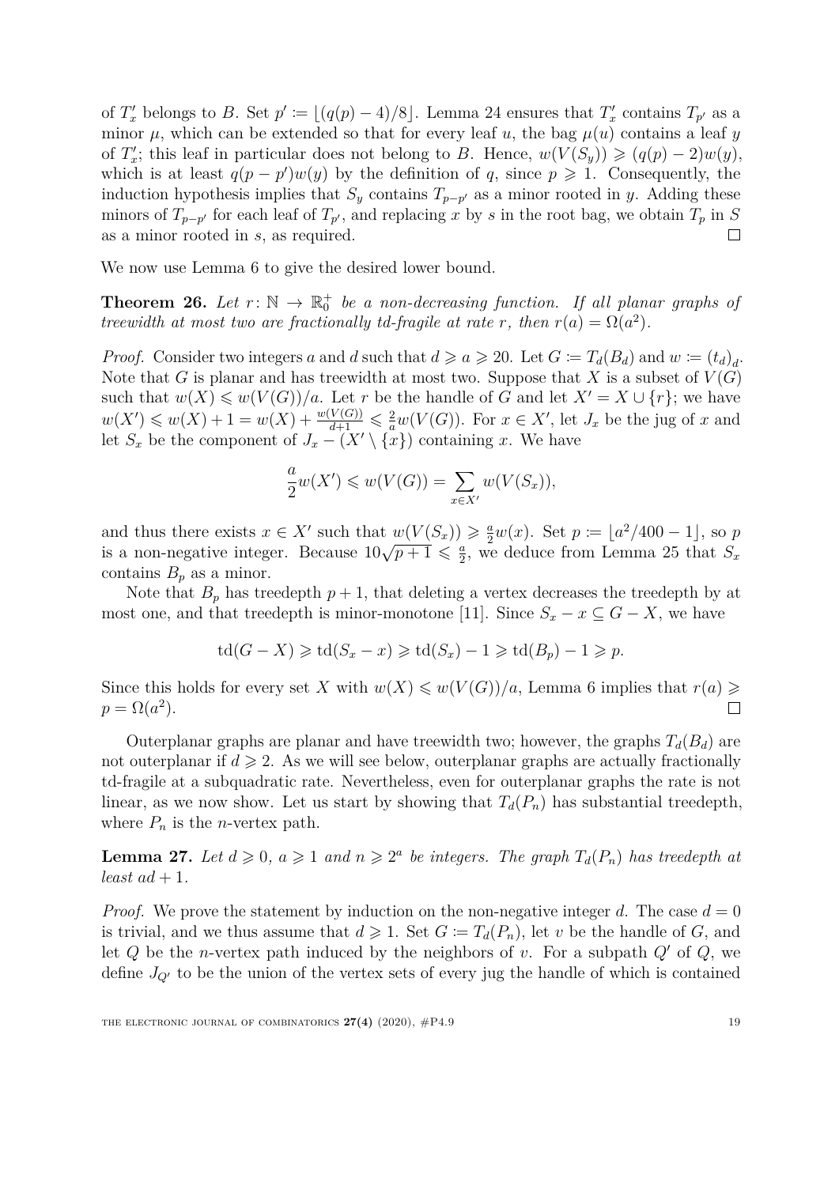of $T'_x$ belongs to $B$. Set $p' \coloneqq \lfloor (q(p) - 4)/8 \rfloor$. Lemma 24 ensures that $T'_x$ contains $T_{p'}$ as a minor $\mu$, which can be extended so that for every leaf $u$, the bag $\mu(u)$ contains a leaf $y$ of $T'_x$; this leaf in particular does not belong to $B$. Hence, $w(V(S_y)) \geqslant (q(p) - 2)w(y)$, which is at least $q(p - p')w(y)$ by the definition of $q$, since $p \geqslant 1$. Consequently, the induction hypothesis implies that $S_y$ contains $T_{p-p'}$ as a minor rooted in $y$. Adding these minors of $T_{p-p'}$ for each leaf of $T_{p'}$, and replacing $x$ by $s$ in the root bag, we obtain $T_p$ in $S$ as a minor rooted in $s$, as required. □

We now use Lemma 6 to give the desired lower bound.

**Theorem 26.** *Let $r \colon \mathbb{N} \to \mathbb{R}_0^+$ be a non-decreasing function. If all planar graphs of treewidth at most two are fractionally td-fragile at rate $r$, then $r(a) = \Omega(a^2)$.*

*Proof.* Consider two integers $a$ and $d$ such that $d \geqslant a \geqslant 20$. Let $G \coloneqq T_d(B_d)$ and $w \coloneqq (t_d)_d$. Note that $G$ is planar and has treewidth at most two. Suppose that $X$ is a subset of $V(G)$ such that $w(X) \leqslant w(V(G))/a$. Let $r$ be the handle of $G$ and let $X' = X \cup \{r\}$; we have $w(X') \leqslant w(X) + 1 = w(X) + \frac{w(V(G))}{d+1} \leqslant \frac{2}{a} w(V(G))$. For $x \in X'$, let $J_x$ be the jug of $x$ and let $S_x$ be the component of $J_x - (X' \setminus \{x\})$ containing $x$. We have

$$\frac{a}{2} w(X') \leqslant w(V(G)) = \sum_{x \in X'} w(V(S_x)),$$

and thus there exists $x \in X'$ such that $w(V(S_x)) \geqslant \frac{a}{2} w(x)$. Set $p \coloneqq \lfloor a^2/400 - 1 \rfloor$, so $p$ is a non-negative integer. Because $10\sqrt{p+1} \leqslant \frac{a}{2}$, we deduce from Lemma 25 that $S_x$ contains $B_p$ as a minor.

Note that $B_p$ has treedepth $p + 1$, that deleting a vertex decreases the treedepth by at most one, and that treedepth is minor-monotone [11]. Since $S_x - x \subseteq G - X$, we have

$$\text{td}(G - X) \geqslant \text{td}(S_x - x) \geqslant \text{td}(S_x) - 1 \geqslant \text{td}(B_p) - 1 \geqslant p.$$

Since this holds for every set $X$ with $w(X) \leqslant w(V(G))/a$, Lemma 6 implies that $r(a) \geqslant p = \Omega(a^2)$. □

Outerplanar graphs are planar and have treewidth two; however, the graphs $T_d(B_d)$ are not outerplanar if $d \geqslant 2$. As we will see below, outerplanar graphs are actually fractionally td-fragile at a subquadratic rate. Nevertheless, even for outerplanar graphs the rate is not linear, as we now show. Let us start by showing that $T_d(P_n)$ has substantial treedepth, where $P_n$ is the $n$-vertex path.

**Lemma 27.** *Let $d \geqslant 0$, $a \geqslant 1$ and $n \geqslant 2^a$ be integers. The graph $T_d(P_n)$ has treedepth at least $ad + 1$.*

*Proof.* We prove the statement by induction on the non-negative integer $d$. The case $d = 0$ is trivial, and we thus assume that $d \geqslant 1$. Set $G \coloneqq T_d(P_n)$, let $v$ be the handle of $G$, and let $Q$ be the $n$-vertex path induced by the neighbors of $v$. For a subpath $Q'$ of $Q$, we define $J_{Q'}$ to be the union of the vertex sets of every jug the handle of which is contained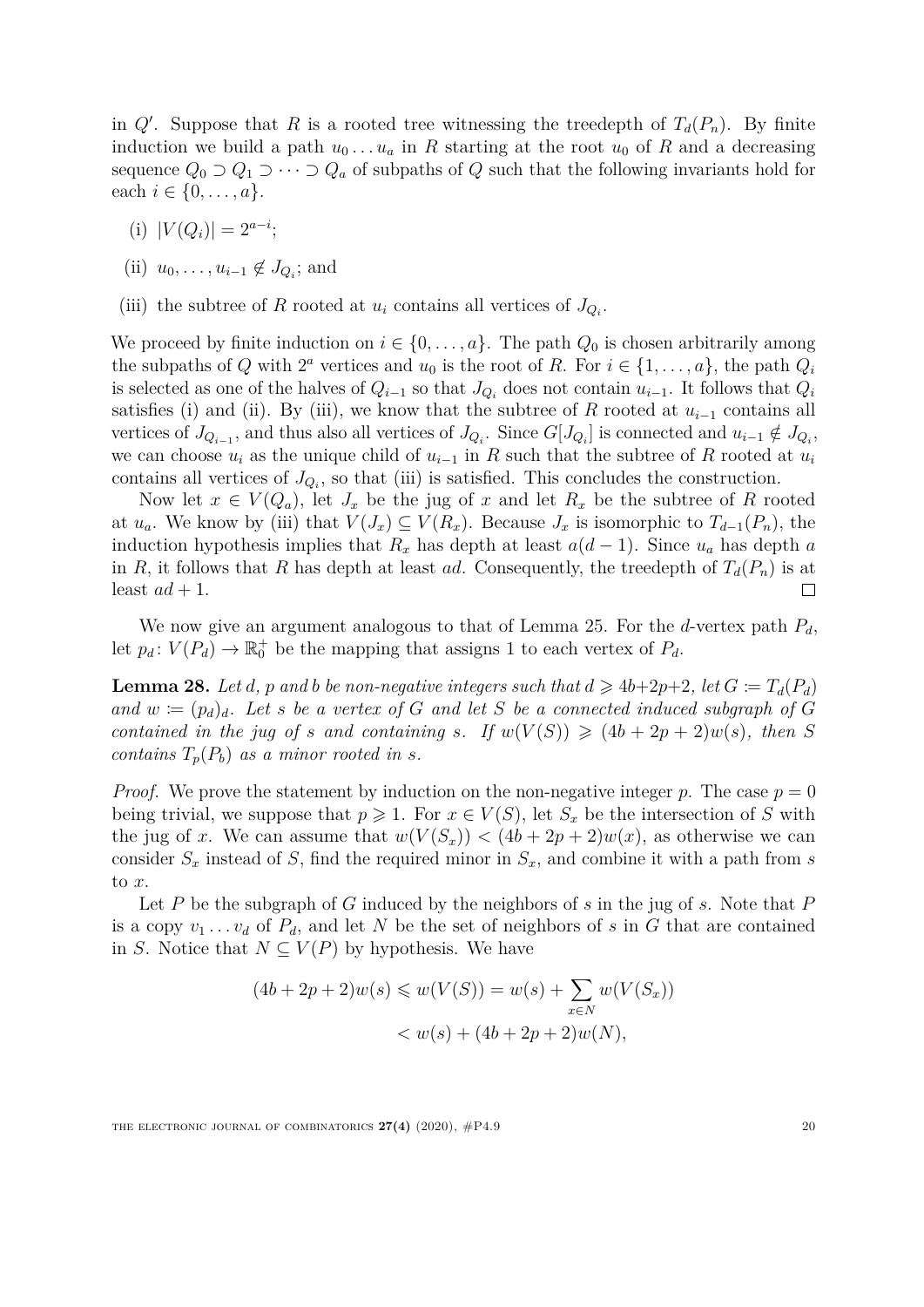in $Q'$. Suppose that $R$ is a rooted tree witnessing the treedepth of $T_d(P_n)$. By finite induction we build a path $u_0 \dots u_a$ in $R$ starting at the root $u_0$ of $R$ and a decreasing sequence $Q_0 \supset Q_1 \supset \cdots \supset Q_a$ of subpaths of $Q$ such that the following invariants hold for each $i \in \{0, \dots, a\}$.

(i) $|V(Q_i)| = 2^{a-i}$;

(ii) $u_0, \dots, u_{i-1} \notin J_{Q_i}$; and

(iii) the subtree of $R$ rooted at $u_i$ contains all vertices of $J_{Q_i}$.

We proceed by finite induction on $i \in \{0, \dots, a\}$. The path $Q_0$ is chosen arbitrarily among the subpaths of $Q$ with $2^a$ vertices and $u_0$ is the root of $R$. For $i \in \{1, \dots, a\}$, the path $Q_i$ is selected as one of the halves of $Q_{i-1}$ so that $J_{Q_i}$ does not contain $u_{i-1}$. It follows that $Q_i$ satisfies (i) and (ii). By (iii), we know that the subtree of $R$ rooted at $u_{i-1}$ contains all vertices of $J_{Q_{i-1}}$, and thus also all vertices of $J_{Q_i}$. Since $G[J_{Q_i}]$ is connected and $u_{i-1} \notin J_{Q_i}$, we can choose $u_i$ as the unique child of $u_{i-1}$ in $R$ such that the subtree of $R$ rooted at $u_i$ contains all vertices of $J_{Q_i}$, so that (iii) is satisfied. This concludes the construction.

Now let $x \in V(Q_a)$, let $J_x$ be the jug of $x$ and let $R_x$ be the subtree of $R$ rooted at $u_a$. We know by (iii) that $V(J_x) \subseteq V(R_x)$. Because $J_x$ is isomorphic to $T_{d-1}(P_n)$, the induction hypothesis implies that $R_x$ has depth at least $a(d-1)$. Since $u_a$ has depth $a$ in $R$, it follows that $R$ has depth at least $ad$. Consequently, the treedepth of $T_d(P_n)$ is at least $ad + 1$. □

We now give an argument analogous to that of Lemma 25. For the $d$-vertex path $P_d$, let $p_d \colon V(P_d) \to \mathbb{R}_0^+$ be the mapping that assigns 1 to each vertex of $P_d$.

**Lemma 28.** *Let $d$, $p$ and $b$ be non-negative integers such that $d \geqslant 4b+2p+2$, let $G := T_d(P_d)$ and $w := (p_d)_d$. Let $s$ be a vertex of $G$ and let $S$ be a connected induced subgraph of $G$ contained in the jug of $s$ and containing $s$. If $w(V(S)) \geqslant (4b + 2p + 2)w(s)$, then $S$ contains $T_p(P_b)$ as a minor rooted in $s$.*

*Proof.* We prove the statement by induction on the non-negative integer $p$. The case $p = 0$ being trivial, we suppose that $p \geqslant 1$. For $x \in V(S)$, let $S_x$ be the intersection of $S$ with the jug of $x$. We can assume that $w(V(S_x)) < (4b + 2p + 2)w(x)$, as otherwise we can consider $S_x$ instead of $S$, find the required minor in $S_x$, and combine it with a path from $s$ to $x$.

Let $P$ be the subgraph of $G$ induced by the neighbors of $s$ in the jug of $s$. Note that $P$ is a copy $v_1 \dots v_d$ of $P_d$, and let $N$ be the set of neighbors of $s$ in $G$ that are contained in $S$. Notice that $N \subseteq V(P)$ by hypothesis. We have

$$
\begin{aligned}
(4b + 2p + 2)w(s) \leqslant w(V(S)) &= w(s) + \sum_{x \in N} w(V(S_x)) \\
&< w(s) + (4b + 2p + 2)w(N),
\end{aligned}
$$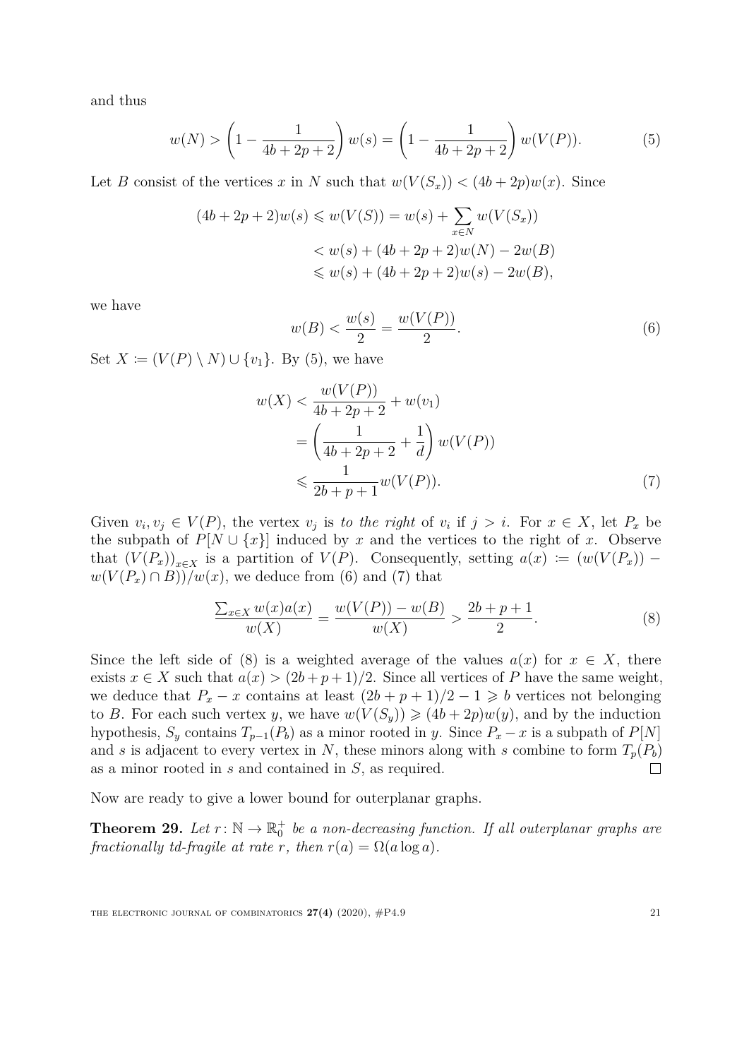and thus

$$w(N) > \left(1 - \frac{1}{4b+2p+2}\right) w(s) = \left(1 - \frac{1}{4b+2p+2}\right) w(V(P)). \tag{5}$$

Let $B$ consist of the vertices $x$ in $N$ such that $w(V(S_x)) < (4b+2p)w(x)$. Since

$$\begin{aligned}
(4b+2p+2)w(s) &\leqslant w(V(S)) = w(s) + \sum_{x \in N} w(V(S_x)) \\
&< w(s) + (4b+2p+2)w(N) - 2w(B) \\
&\leqslant w(s) + (4b+2p+2)w(s) - 2w(B),
\end{aligned}$$

we have

$$w(B) < \frac{w(s)}{2} = \frac{w(V(P))}{2}. \tag{6}$$

Set $X \coloneqq (V(P) \setminus N) \cup \{v_1\}$. By (5), we have

$$\begin{aligned}
w(X) &< \frac{w(V(P))}{4b+2p+2} + w(v_1) \\
&= \left(\frac{1}{4b+2p+2} + \frac{1}{d}\right) w(V(P)) \\
&\leqslant \frac{1}{2b+p+1} w(V(P)).
\end{aligned} \tag{7}$$

Given $v_i, v_j \in V(P)$, the vertex $v_j$ is *to the right* of $v_i$ if $j > i$. For $x \in X$, let $P_x$ be the subpath of $P[N \cup \{x\}]$ induced by $x$ and the vertices to the right of $x$. Observe that $(V(P_x))_{x \in X}$ is a partition of $V(P)$. Consequently, setting $a(x) \coloneqq (w(V(P_x)) - w(V(P_x) \cap B))/w(x)$, we deduce from (6) and (7) that

$$\frac{\sum_{x \in X} w(x)a(x)}{w(X)} = \frac{w(V(P)) - w(B)}{w(X)} > \frac{2b+p+1}{2}. \tag{8}$$

Since the left side of (8) is a weighted average of the values $a(x)$ for $x \in X$, there exists $x \in X$ such that $a(x) > (2b+p+1)/2$. Since all vertices of $P$ have the same weight, we deduce that $P_x - x$ contains at least $(2b+p+1)/2 - 1 \geqslant b$ vertices not belonging to $B$. For each such vertex $y$, we have $w(V(S_y)) \geqslant (4b+2p)w(y)$, and by the induction hypothesis, $S_y$ contains $T_{p-1}(P_b)$ as a minor rooted in $y$. Since $P_x - x$ is a subpath of $P[N]$ and $s$ is adjacent to every vertex in $N$, these minors along with $s$ combine to form $T_p(P_b)$ as a minor rooted in $s$ and contained in $S$, as required. □

Now are ready to give a lower bound for outerplanar graphs.

**Theorem 29.** *Let $r \colon \mathbb{N} \to \mathbb{R}_0^+$ be a non-decreasing function. If all outerplanar graphs are fractionally td-fragile at rate $r$, then $r(a) = \Omega(a \log a)$.*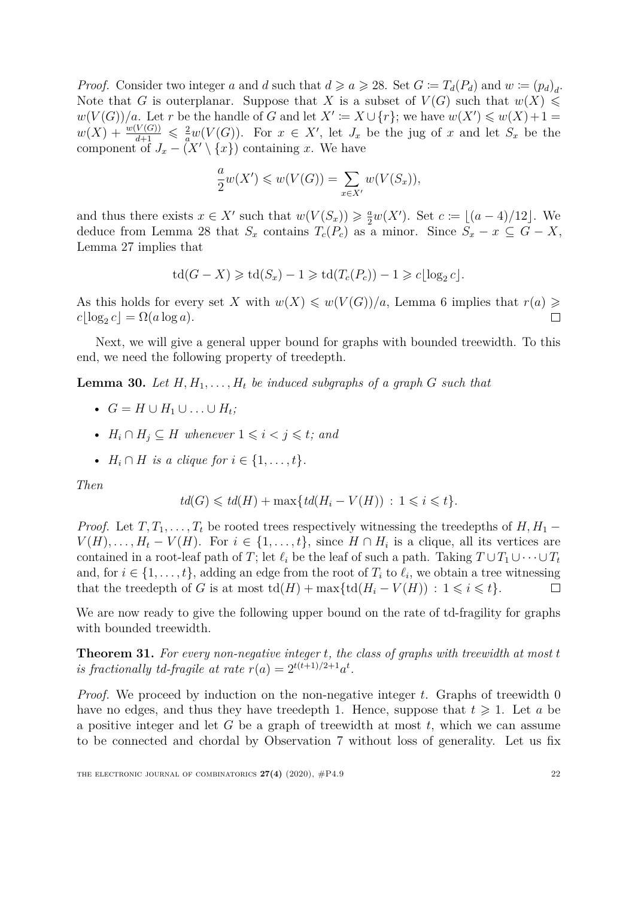*Proof.* Consider two integer $a$ and $d$ such that $d \geqslant a \geqslant 28$. Set $G := T_d(P_d)$ and $w := (p_d)_d$. Note that $G$ is outerplanar. Suppose that $X$ is a subset of $V(G)$ such that $w(X) \leqslant w(V(G))/a$. Let $r$ be the handle of $G$ and let $X' := X \cup \{r\}$; we have $w(X') \leqslant w(X)+1 = w(X) + \frac{w(V(G))}{d+1} \leqslant \frac{2}{a}w(V(G))$. For $x \in X'$, let $J_x$ be the jug of $x$ and let $S_x$ be the component of $J_x - (X' \setminus \{x\})$ containing $x$. We have

$$\frac{a}{2}w(X') \leqslant w(V(G)) = \sum_{x \in X'} w(V(S_x)),$$

and thus there exists $x \in X'$ such that $w(V(S_x)) \geqslant \frac{a}{2}w(X')$. Set $c := \lfloor (a-4)/12 \rfloor$. We deduce from Lemma 28 that $S_x$ contains $T_c(P_c)$ as a minor. Since $S_x - x \subseteq G - X$, Lemma 27 implies that

$$\mathrm{td}(G - X) \geqslant \mathrm{td}(S_x) - 1 \geqslant \mathrm{td}(T_c(P_c)) - 1 \geqslant c\lfloor \log_2 c \rfloor.$$

As this holds for every set $X$ with $w(X) \leqslant w(V(G))/a$, Lemma 6 implies that $r(a) \geqslant c\lfloor \log_2 c \rfloor = \Omega(a \log a)$. ◻

Next, we will give a general upper bound for graphs with bounded treewidth. To this end, we need the following property of treedepth.

**Lemma 30.** *Let $H, H_1, \dots, H_t$ be induced subgraphs of a graph $G$ such that*

- $G = H \cup H_1 \cup \ldots \cup H_t$*;*
- $H_i \cap H_j \subseteq H$ *whenever* $1 \leqslant i < j \leqslant t$*; and*
- $H_i \cap H$ *is a clique for* $i \in \{1, \dots, t\}$*.*

*Then*

$$td(G) \leqslant td(H) + \max\{td(H_i - V(H)) \,:\, 1 \leqslant i \leqslant t\}.$$

*Proof.* Let $T, T_1, \dots, T_t$ be rooted trees respectively witnessing the treedepths of $H, H_1 - V(H), \dots, H_t - V(H)$. For $i \in \{1, \dots, t\}$, since $H \cap H_i$ is a clique, all its vertices are contained in a root-leaf path of $T$; let $\ell_i$ be the leaf of such a path. Taking $T \cup T_1 \cup \cdots \cup T_t$ and, for $i \in \{1, \dots, t\}$, adding an edge from the root of $T_i$ to $\ell_i$, we obtain a tree witnessing that the treedepth of $G$ is at most $\mathrm{td}(H) + \max\{\mathrm{td}(H_i - V(H)) \,:\, 1 \leqslant i \leqslant t\}$. ◻

We are now ready to give the following upper bound on the rate of td-fragility for graphs with bounded treewidth.

**Theorem 31.** *For every non-negative integer $t$, the class of graphs with treewidth at most $t$ is fractionally td-fragile at rate $r(a) = 2^{t(t+1)/2+1}a^t$.*

*Proof.* We proceed by induction on the non-negative integer $t$. Graphs of treewidth 0 have no edges, and thus they have treedepth 1. Hence, suppose that $t \geqslant 1$. Let $a$ be a positive integer and let $G$ be a graph of treewidth at most $t$, which we can assume to be connected and chordal by Observation 7 without loss of generality. Let us fix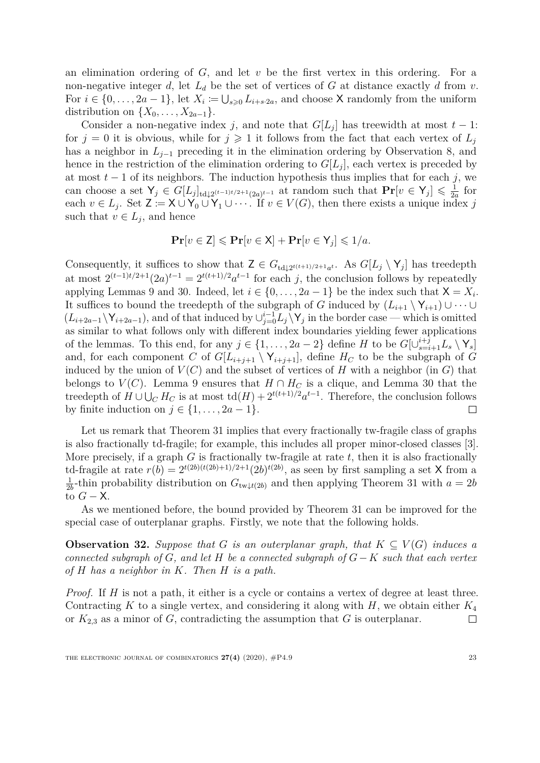an elimination ordering of $G$, and let $v$ be the first vertex in this ordering. For a non-negative integer $d$, let $L_d$ be the set of vertices of $G$ at distance exactly $d$ from $v$. For $i \in \{0, \ldots, 2a-1\}$, let $X_i := \bigcup_{s \geqslant 0} L_{i+s \cdot 2a}$, and choose $\mathsf{X}$ randomly from the uniform distribution on $\{X_0, \ldots, X_{2a-1}\}$.

Consider a non-negative index $j$, and note that $G[L_j]$ has treewidth at most $t-1$: for $j = 0$ it is obvious, while for $j \geqslant 1$ it follows from the fact that each vertex of $L_j$ has a neighbor in $L_{j-1}$ preceding it in the elimination ordering by Observation 8, and hence in the restriction of the elimination ordering to $G[L_j]$, each vertex is preceded by at most $t-1$ of its neighbors. The induction hypothesis thus implies that for each $j$, we can choose a set $\mathsf{Y}_j \in G[L_j]_{\mathrm{td}\downarrow 2^{(t-1)t/2+1}(2a)^{t-1}}$ at random such that $\mathbf{Pr}[v \in \mathsf{Y}_j] \leqslant \frac{1}{2a}$ for each $v \in L_j$. Set $\mathsf{Z} := \mathsf{X} \cup \mathsf{Y}_0 \cup \mathsf{Y}_1 \cup \cdots$. If $v \in V(G)$, then there exists a unique index $j$ such that $v \in L_j$, and hence

$$\mathbf{Pr}[v \in \mathsf{Z}] \leqslant \mathbf{Pr}[v \in \mathsf{X}] + \mathbf{Pr}[v \in \mathsf{Y}_j] \leqslant 1/a.$$

Consequently, it suffices to show that $\mathsf{Z} \in G_{\mathrm{td}\downarrow 2^{t(t+1)/2+1}a^t}$. As $G[L_j \setminus \mathsf{Y}_j]$ has treedepth at most $2^{(t-1)t/2+1}(2a)^{t-1} = 2^{t(t+1)/2}a^{t-1}$ for each $j$, the conclusion follows by repeatedly applying Lemmas 9 and 30. Indeed, let $i \in \{0, \ldots, 2a-1\}$ be the index such that $\mathsf{X} = X_i$. It suffices to bound the treedepth of the subgraph of $G$ induced by $(L_{i+1} \setminus \mathsf{Y}_{i+1}) \cup \cdots \cup (L_{i+2a-1} \setminus \mathsf{Y}_{i+2a-1})$, and of that induced by $\cup_{j=0}^{i-1} L_j \setminus \mathsf{Y}_j$ in the border case — which is omitted as similar to what follows only with different index boundaries yielding fewer applications of the lemmas. To this end, for any $j \in \{1, \ldots, 2a-2\}$ define $H$ to be $G[\cup_{s=i+1}^{i+j} L_s \setminus \mathsf{Y}_s]$ and, for each component $C$ of $G[L_{i+j+1} \setminus \mathsf{Y}_{i+j+1}]$, define $H_C$ to be the subgraph of $G$ induced by the union of $V(C)$ and the subset of vertices of $H$ with a neighbor (in $G$) that belongs to $V(C)$. Lemma 9 ensures that $H \cap H_C$ is a clique, and Lemma 30 that the treedepth of $H \cup \bigcup_C H_C$ is at most $\mathrm{td}(H) + 2^{t(t+1)/2}a^{t-1}$. Therefore, the conclusion follows by finite induction on $j \in \{1, \ldots, 2a-1\}$. $\square$

Let us remark that Theorem 31 implies that every fractionally tw-fragile class of graphs is also fractionally td-fragile; for example, this includes all proper minor-closed classes [3]. More precisely, if a graph $G$ is fractionally tw-fragile at rate $t$, then it is also fractionally td-fragile at rate $r(b) = 2^{t(2b)(t(2b)+1)/2+1}(2b)^{t(2b)}$, as seen by first sampling a set $\mathsf{X}$ from a $\frac{1}{2b}$-thin probability distribution on $G_{\mathrm{tw}\downarrow t(2b)}$ and then applying Theorem 31 with $a = 2b$ to $G - \mathsf{X}$.

As we mentioned before, the bound provided by Theorem 31 can be improved for the special case of outerplanar graphs. Firstly, we note that the following holds.

**Observation 32.** *Suppose that $G$ is an outerplanar graph, that $K \subseteq V(G)$ induces a connected subgraph of $G$, and let $H$ be a connected subgraph of $G - K$ such that each vertex of $H$ has a neighbor in $K$. Then $H$ is a path.*

*Proof.* If $H$ is not a path, it either is a cycle or contains a vertex of degree at least three. Contracting $K$ to a single vertex, and considering it along with $H$, we obtain either $K_4$ or $K_{2,3}$ as a minor of $G$, contradicting the assumption that $G$ is outerplanar. $\square$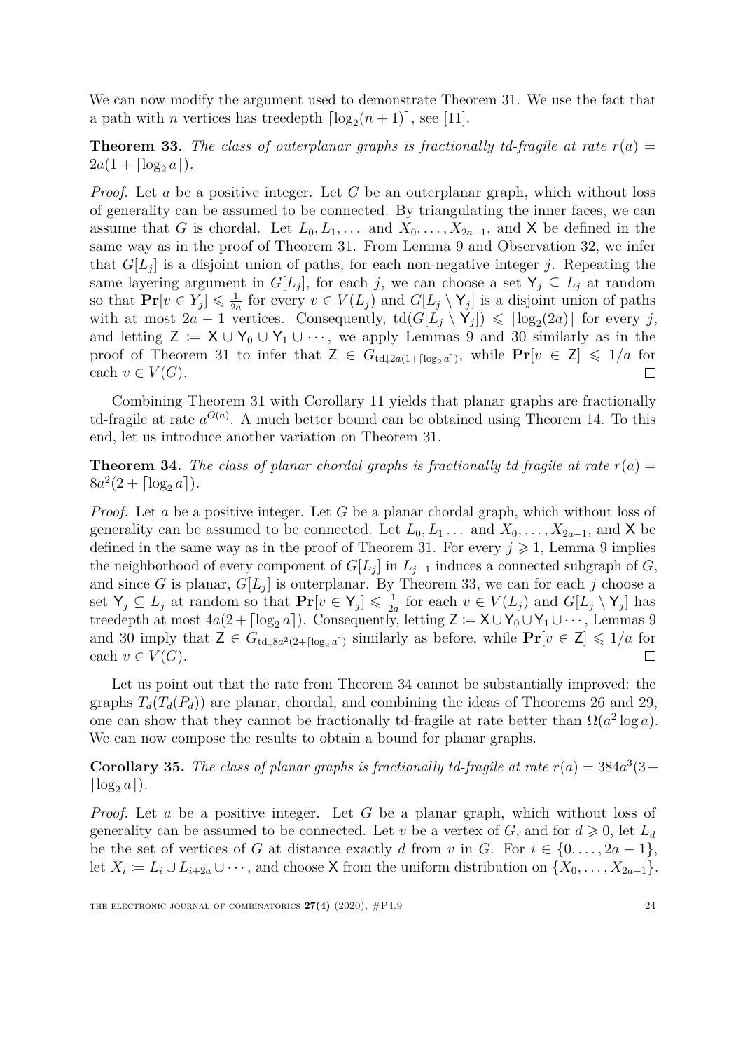We can now modify the argument used to demonstrate Theorem 31. We use the fact that a path with $n$ vertices has treedepth $\lceil \log_2(n+1) \rceil$, see [11].

**Theorem 33.** *The class of outerplanar graphs is fractionally td-fragile at rate $r(a) = 2a(1 + \lceil \log_2 a \rceil)$.*

*Proof.* Let $a$ be a positive integer. Let $G$ be an outerplanar graph, which without loss of generality can be assumed to be connected. By triangulating the inner faces, we can assume that $G$ is chordal. Let $L_0, L_1, \ldots$ and $X_0, \ldots, X_{2a-1}$, and $\mathsf{X}$ be defined in the same way as in the proof of Theorem 31. From Lemma 9 and Observation 32, we infer that $G[L_j]$ is a disjoint union of paths, for each non-negative integer $j$. Repeating the same layering argument in $G[L_j]$, for each $j$, we can choose a set $\mathsf{Y}_j \subseteq L_j$ at random so that $\mathbf{Pr}[v \in Y_j] \leqslant \frac{1}{2a}$ for every $v \in V(L_j)$ and $G[L_j \setminus \mathsf{Y}_j]$ is a disjoint union of paths with at most $2a - 1$ vertices. Consequently, $\mathrm{td}(G[L_j \setminus \mathsf{Y}_j]) \leqslant \lceil \log_2(2a) \rceil$ for every $j$, and letting $\mathsf{Z} := \mathsf{X} \cup \mathsf{Y}_0 \cup \mathsf{Y}_1 \cup \cdots$, we apply Lemmas 9 and 30 similarly as in the proof of Theorem 31 to infer that $\mathsf{Z} \in G_{\mathrm{td}\downarrow 2a(1+\lceil \log_2 a \rceil)}$, while $\mathbf{Pr}[v \in \mathsf{Z}] \leqslant 1/a$ for each $v \in V(G)$. $\square$

Combining Theorem 31 with Corollary 11 yields that planar graphs are fractionally td-fragile at rate $a^{O(a)}$. A much better bound can be obtained using Theorem 14. To this end, let us introduce another variation on Theorem 31.

**Theorem 34.** *The class of planar chordal graphs is fractionally td-fragile at rate $r(a) = 8a^2(2 + \lceil \log_2 a \rceil)$.*

*Proof.* Let $a$ be a positive integer. Let $G$ be a planar chordal graph, which without loss of generality can be assumed to be connected. Let $L_0, L_1 \ldots$ and $X_0, \ldots, X_{2a-1}$, and $\mathsf{X}$ be defined in the same way as in the proof of Theorem 31. For every $j \geqslant 1$, Lemma 9 implies the neighborhood of every component of $G[L_j]$ in $L_{j-1}$ induces a connected subgraph of $G$, and since $G$ is planar, $G[L_j]$ is outerplanar. By Theorem 33, we can for each $j$ choose a set $\mathsf{Y}_j \subseteq L_j$ at random so that $\mathbf{Pr}[v \in \mathsf{Y}_j] \leqslant \frac{1}{2a}$ for each $v \in V(L_j)$ and $G[L_j \setminus \mathsf{Y}_j]$ has treedepth at most $4a(2 + \lceil \log_2 a \rceil)$. Consequently, letting $\mathsf{Z} := \mathsf{X} \cup \mathsf{Y}_0 \cup \mathsf{Y}_1 \cup \cdots$, Lemmas 9 and 30 imply that $\mathsf{Z} \in G_{\mathrm{td}\downarrow 8a^2(2+\lceil \log_2 a \rceil)}$ similarly as before, while $\mathbf{Pr}[v \in \mathsf{Z}] \leqslant 1/a$ for each $v \in V(G)$. $\square$

Let us point out that the rate from Theorem 34 cannot be substantially improved: the graphs $T_d(T_d(P_d))$ are planar, chordal, and combining the ideas of Theorems 26 and 29, one can show that they cannot be fractionally td-fragile at rate better than $\Omega(a^2 \log a)$. We can now compose the results to obtain a bound for planar graphs.

**Corollary 35.** *The class of planar graphs is fractionally td-fragile at rate $r(a) = 384a^3(3 + \lceil \log_2 a \rceil)$.*

*Proof.* Let $a$ be a positive integer. Let $G$ be a planar graph, which without loss of generality can be assumed to be connected. Let $v$ be a vertex of $G$, and for $d \geqslant 0$, let $L_d$ be the set of vertices of $G$ at distance exactly $d$ from $v$ in $G$. For $i \in \{0, \ldots, 2a-1\}$, let $X_i := L_i \cup L_{i+2a} \cup \cdots$, and choose $\mathsf{X}$ from the uniform distribution on $\{X_0, \ldots, X_{2a-1}\}$.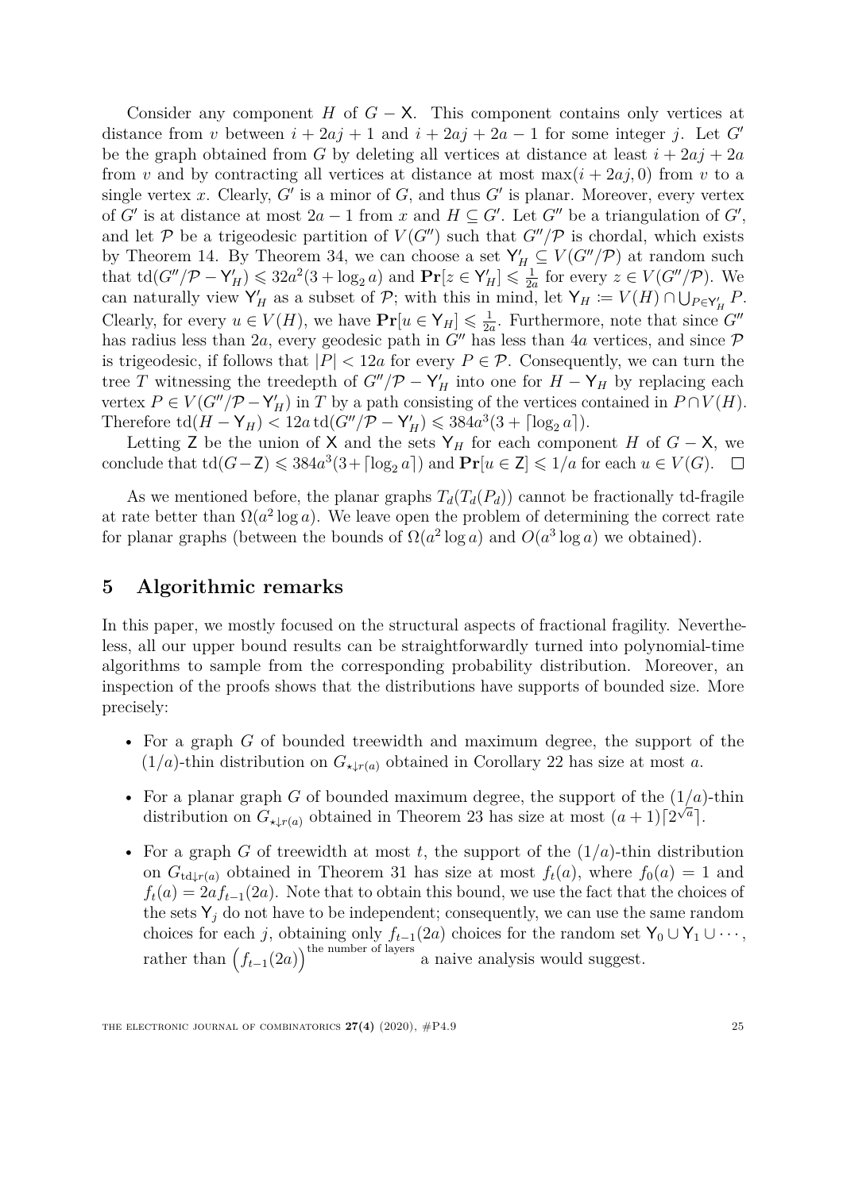Consider any component $H$ of $G - \mathsf{X}$. This component contains only vertices at distance from $v$ between $i + 2aj + 1$ and $i + 2aj + 2a - 1$ for some integer $j$. Let $G'$ be the graph obtained from $G$ by deleting all vertices at distance at least $i + 2aj + 2a$ from $v$ and by contracting all vertices at distance at most $\max(i + 2aj, 0)$ from $v$ to a single vertex $x$. Clearly, $G'$ is a minor of $G$, and thus $G'$ is planar. Moreover, every vertex of $G'$ is at distance at most $2a - 1$ from $x$ and $H \subseteq G'$. Let $G''$ be a triangulation of $G'$, and let $\mathcal{P}$ be a trigeodesic partition of $V(G'')$ such that $G''/\mathcal{P}$ is chordal, which exists by Theorem 14. By Theorem 34, we can choose a set $\mathsf{Y}'_H \subseteq V(G''/\mathcal{P})$ at random such that $\operatorname{td}(G''/\mathcal{P} - \mathsf{Y}'_H) \leqslant 32a^2(3 + \log_2 a)$ and $\mathbf{Pr}[z \in \mathsf{Y}'_H] \leqslant \frac{1}{2a}$ for every $z \in V(G''/\mathcal{P})$. We can naturally view $\mathsf{Y}'_H$ as a subset of $\mathcal{P}$; with this in mind, let $\mathsf{Y}_H \coloneqq V(H) \cap \bigcup_{P \in \mathsf{Y}'_H} P$. Clearly, for every $u \in V(H)$, we have $\mathbf{Pr}[u \in \mathsf{Y}_H] \leqslant \frac{1}{2a}$. Furthermore, note that since $G''$ has radius less than $2a$, every geodesic path in $G''$ has less than $4a$ vertices, and since $\mathcal{P}$ is trigeodesic, if follows that $|P| < 12a$ for every $P \in \mathcal{P}$. Consequently, we can turn the tree $T$ witnessing the treedepth of $G''/\mathcal{P} - \mathsf{Y}'_H$ into one for $H - \mathsf{Y}_H$ by replacing each vertex $P \in V(G''/\mathcal{P} - \mathsf{Y}'_H)$ in $T$ by a path consisting of the vertices contained in $P \cap V(H)$. Therefore $\operatorname{td}(H - \mathsf{Y}_H) < 12a \operatorname{td}(G''/\mathcal{P} - \mathsf{Y}'_H) \leqslant 384a^3(3 + \lceil \log_2 a \rceil)$.

Letting $\mathsf{Z}$ be the union of $\mathsf{X}$ and the sets $\mathsf{Y}_H$ for each component $H$ of $G - \mathsf{X}$, we conclude that $\operatorname{td}(G - \mathsf{Z}) \leqslant 384a^3(3 + \lceil \log_2 a \rceil)$ and $\mathbf{Pr}[u \in \mathsf{Z}] \leqslant 1/a$ for each $u \in V(G)$. □

As we mentioned before, the planar graphs $T_d(T_d(P_d))$ cannot be fractionally td-fragile at rate better than $\Omega(a^2 \log a)$. We leave open the problem of determining the correct rate for planar graphs (between the bounds of $\Omega(a^2 \log a)$ and $O(a^3 \log a)$ we obtained).

## 5 Algorithmic remarks

In this paper, we mostly focused on the structural aspects of fractional fragility. Nevertheless, all our upper bound results can be straightforwardly turned into polynomial-time algorithms to sample from the corresponding probability distribution. Moreover, an inspection of the proofs shows that the distributions have supports of bounded size. More precisely:

- For a graph $G$ of bounded treewidth and maximum degree, the support of the $(1/a)$-thin distribution on $G_{\star\downarrow r(a)}$ obtained in Corollary 22 has size at most $a$.
- For a planar graph $G$ of bounded maximum degree, the support of the $(1/a)$-thin distribution on $G_{\star\downarrow r(a)}$ obtained in Theorem 23 has size at most $(a+1)\lceil 2^{\sqrt{a}} \rceil$.
- For a graph $G$ of treewidth at most $t$, the support of the $(1/a)$-thin distribution on $G_{\operatorname{td}\downarrow r(a)}$ obtained in Theorem 31 has size at most $f_t(a)$, where $f_0(a) = 1$ and $f_t(a) = 2af_{t-1}(2a)$. Note that to obtain this bound, we use the fact that the choices of the sets $\mathsf{Y}_j$ do not have to be independent; consequently, we can use the same random choices for each $j$, obtaining only $f_{t-1}(2a)$ choices for the random set $\mathsf{Y}_0 \cup \mathsf{Y}_1 \cup \cdots$, rather than $\left(f_{t-1}(2a)\right)^{\text{the number of layers}}$ a naive analysis would suggest.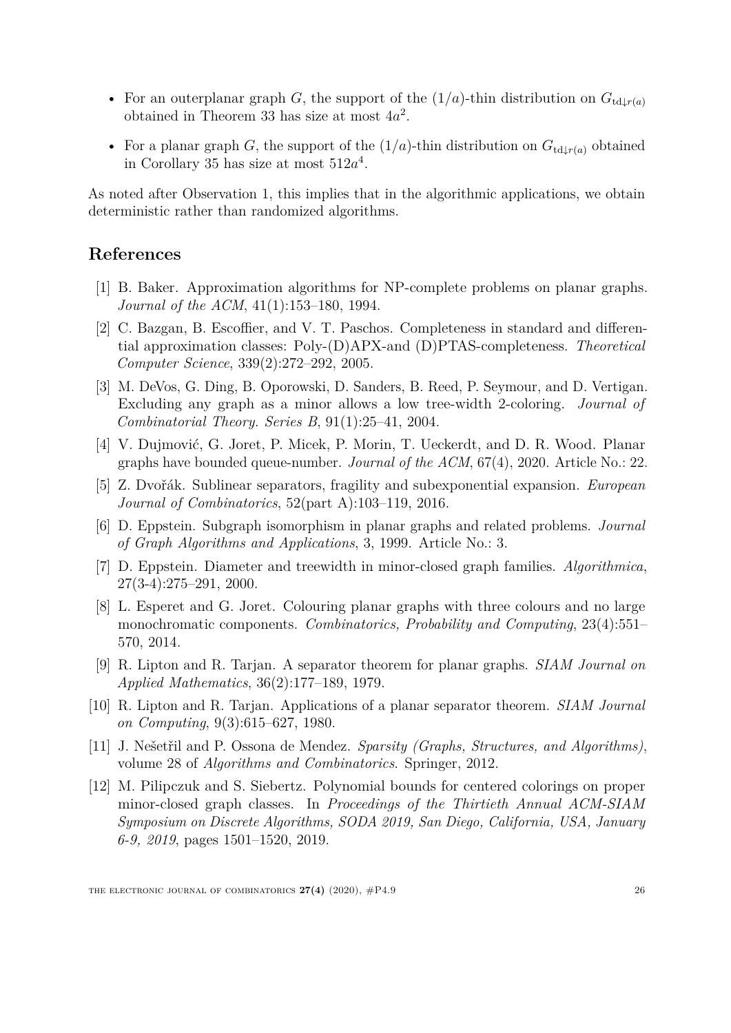- For an outerplanar graph $G$, the support of the $(1/a)$-thin distribution on $G_{\mathrm{td}\downarrow r(a)}$ obtained in Theorem 33 has size at most $4a^2$.
- For a planar graph $G$, the support of the $(1/a)$-thin distribution on $G_{\mathrm{td}\downarrow r(a)}$ obtained in Corollary 35 has size at most $512a^4$.

As noted after Observation 1, this implies that in the algorithmic applications, we obtain deterministic rather than randomized algorithms.

## References

[1] B. Baker. Approximation algorithms for NP-complete problems on planar graphs. *Journal of the ACM*, 41(1):153–180, 1994.

[2] C. Bazgan, B. Escoffier, and V. T. Paschos. Completeness in standard and differential approximation classes: Poly-(D)APX-and (D)PTAS-completeness. *Theoretical Computer Science*, 339(2):272–292, 2005.

[3] M. DeVos, G. Ding, B. Oporowski, D. Sanders, B. Reed, P. Seymour, and D. Vertigan. Excluding any graph as a minor allows a low tree-width 2-coloring. *Journal of Combinatorial Theory. Series B*, 91(1):25–41, 2004.

[4] V. Dujmović, G. Joret, P. Micek, P. Morin, T. Ueckerdt, and D. R. Wood. Planar graphs have bounded queue-number. *Journal of the ACM*, 67(4), 2020. Article No.: 22.

[5] Z. Dvořák. Sublinear separators, fragility and subexponential expansion. *European Journal of Combinatorics*, 52(part A):103–119, 2016.

[6] D. Eppstein. Subgraph isomorphism in planar graphs and related problems. *Journal of Graph Algorithms and Applications*, 3, 1999. Article No.: 3.

[7] D. Eppstein. Diameter and treewidth in minor-closed graph families. *Algorithmica*, 27(3-4):275–291, 2000.

[8] L. Esperet and G. Joret. Colouring planar graphs with three colours and no large monochromatic components. *Combinatorics, Probability and Computing*, 23(4):551–570, 2014.

[9] R. Lipton and R. Tarjan. A separator theorem for planar graphs. *SIAM Journal on Applied Mathematics*, 36(2):177–189, 1979.

[10] R. Lipton and R. Tarjan. Applications of a planar separator theorem. *SIAM Journal on Computing*, 9(3):615–627, 1980.

[11] J. Nešetřil and P. Ossona de Mendez. *Sparsity (Graphs, Structures, and Algorithms)*, volume 28 of *Algorithms and Combinatorics*. Springer, 2012.

[12] M. Pilipczuk and S. Siebertz. Polynomial bounds for centered colorings on proper minor-closed graph classes. In *Proceedings of the Thirtieth Annual ACM-SIAM Symposium on Discrete Algorithms, SODA 2019, San Diego, California, USA, January 6-9, 2019*, pages 1501–1520, 2019.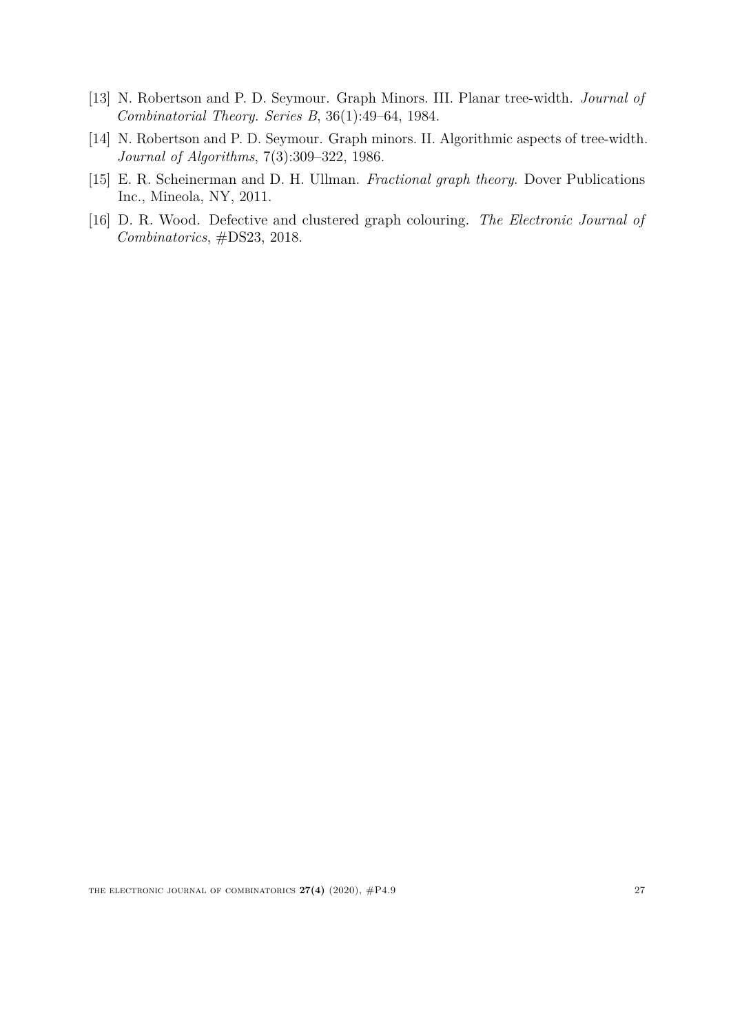[13] N. Robertson and P. D. Seymour. Graph Minors. III. Planar tree-width. *Journal of Combinatorial Theory. Series B*, 36(1):49–64, 1984.

[14] N. Robertson and P. D. Seymour. Graph minors. II. Algorithmic aspects of tree-width. *Journal of Algorithms*, 7(3):309–322, 1986.

[15] E. R. Scheinerman and D. H. Ullman. *Fractional graph theory*. Dover Publications Inc., Mineola, NY, 2011.

[16] D. R. Wood. Defective and clustered graph colouring. *The Electronic Journal of Combinatorics*, #DS23, 2018.